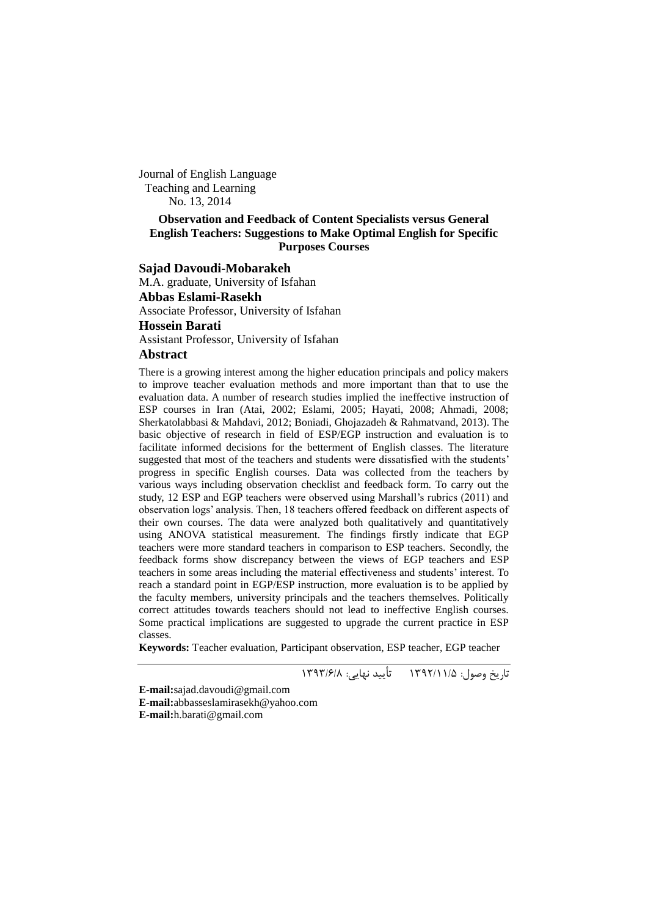Journal of English Language
Teaching and Learning
No. 13, 2014

# Observation and Feedback of Content Specialists versus General English Teachers: Suggestions to Make Optimal English for Specific Purposes Courses

**Sajad Davoudi-Mobarakeh**
M.A. graduate, University of Isfahan
**Abbas Eslami-Rasekh**
Associate Professor, University of Isfahan
**Hossein Barati**
Assistant Professor, University of Isfahan

## Abstract

There is a growing interest among the higher education principals and policy makers to improve teacher evaluation methods and more important than that to use the evaluation data. A number of research studies implied the ineffective instruction of ESP courses in Iran (Atai, 2002; Eslami, 2005; Hayati, 2008; Ahmadi, 2008; Sherkatolabbasi & Mahdavi, 2012; Boniadi, Ghojazadeh & Rahmatvand, 2013). The basic objective of research in field of ESP/EGP instruction and evaluation is to facilitate informed decisions for the betterment of English classes. The literature suggested that most of the teachers and students were dissatisfied with the students' progress in specific English courses. Data was collected from the teachers by various ways including observation checklist and feedback form. To carry out the study, 12 ESP and EGP teachers were observed using Marshall's rubrics (2011) and observation logs' analysis. Then, 18 teachers offered feedback on different aspects of their own courses. The data were analyzed both qualitatively and quantitatively using ANOVA statistical measurement. The findings firstly indicate that EGP teachers were more standard teachers in comparison to ESP teachers. Secondly, the feedback forms show discrepancy between the views of EGP teachers and ESP teachers in some areas including the material effectiveness and students' interest. To reach a standard point in EGP/ESP instruction, more evaluation is to be applied by the faculty members, university principals and the teachers themselves. Politically correct attitudes towards teachers should not lead to ineffective English courses. Some practical implications are suggested to upgrade the current practice in ESP classes.

**Keywords:** Teacher evaluation, Participant observation, ESP teacher, EGP teacher

تاریخ وصول: ۱۳۹۲/۱۱/۵ تأیید نهایی: ۱۳۹۳/۶/۸

**E-mail:**sajad.davoudi@gmail.com
**E-mail:**abbasseslamirasekh@yahoo.com
**E-mail:**h.barati@gmail.com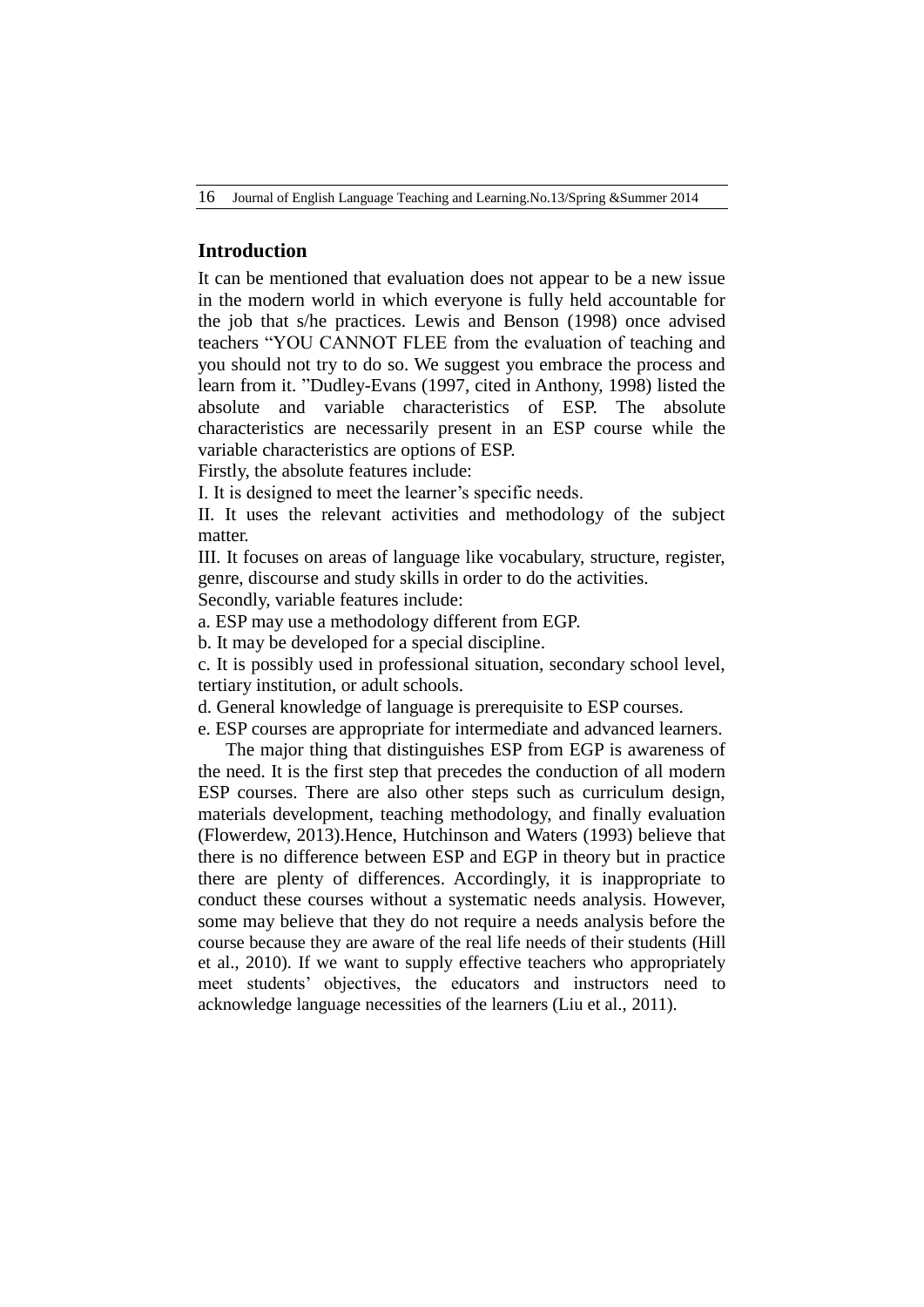## Introduction

It can be mentioned that evaluation does not appear to be a new issue in the modern world in which everyone is fully held accountable for the job that s/he practices. Lewis and Benson (1998) once advised teachers "YOU CANNOT FLEE from the evaluation of teaching and you should not try to do so. We suggest you embrace the process and learn from it. "Dudley-Evans (1997, cited in Anthony, 1998) listed the absolute and variable characteristics of ESP. The absolute characteristics are necessarily present in an ESP course while the variable characteristics are options of ESP.

Firstly, the absolute features include:

I. It is designed to meet the learner's specific needs.

II. It uses the relevant activities and methodology of the subject matter.

III. It focuses on areas of language like vocabulary, structure, register, genre, discourse and study skills in order to do the activities.

Secondly, variable features include:

a. ESP may use a methodology different from EGP.

b. It may be developed for a special discipline.

c. It is possibly used in professional situation, secondary school level, tertiary institution, or adult schools.

d. General knowledge of language is prerequisite to ESP courses.

e. ESP courses are appropriate for intermediate and advanced learners.

The major thing that distinguishes ESP from EGP is awareness of the need. It is the first step that precedes the conduction of all modern ESP courses. There are also other steps such as curriculum design, materials development, teaching methodology, and finally evaluation (Flowerdew, 2013).Hence, Hutchinson and Waters (1993) believe that there is no difference between ESP and EGP in theory but in practice there are plenty of differences. Accordingly, it is inappropriate to conduct these courses without a systematic needs analysis. However, some may believe that they do not require a needs analysis before the course because they are aware of the real life needs of their students (Hill et al., 2010). If we want to supply effective teachers who appropriately meet students' objectives, the educators and instructors need to acknowledge language necessities of the learners (Liu et al., 2011).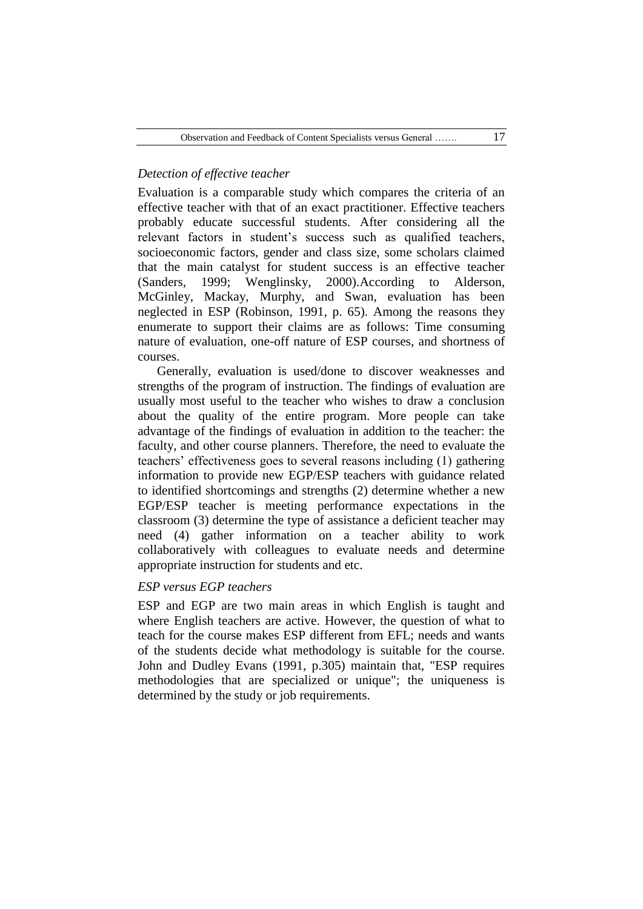*Detection of effective teacher*

Evaluation is a comparable study which compares the criteria of an effective teacher with that of an exact practitioner. Effective teachers probably educate successful students. After considering all the relevant factors in student's success such as qualified teachers, socioeconomic factors, gender and class size, some scholars claimed that the main catalyst for student success is an effective teacher (Sanders, 1999; Wenglinsky, 2000).According to Alderson, McGinley, Mackay, Murphy, and Swan, evaluation has been neglected in ESP (Robinson, 1991, p. 65). Among the reasons they enumerate to support their claims are as follows: Time consuming nature of evaluation, one-off nature of ESP courses, and shortness of courses.

Generally, evaluation is used/done to discover weaknesses and strengths of the program of instruction. The findings of evaluation are usually most useful to the teacher who wishes to draw a conclusion about the quality of the entire program. More people can take advantage of the findings of evaluation in addition to the teacher: the faculty, and other course planners. Therefore, the need to evaluate the teachers' effectiveness goes to several reasons including (1) gathering information to provide new EGP/ESP teachers with guidance related to identified shortcomings and strengths (2) determine whether a new EGP/ESP teacher is meeting performance expectations in the classroom (3) determine the type of assistance a deficient teacher may need (4) gather information on a teacher ability to work collaboratively with colleagues to evaluate needs and determine appropriate instruction for students and etc.

*ESP versus EGP teachers*

ESP and EGP are two main areas in which English is taught and where English teachers are active. However, the question of what to teach for the course makes ESP different from EFL; needs and wants of the students decide what methodology is suitable for the course. John and Dudley Evans (1991, p.305) maintain that, "ESP requires methodologies that are specialized or unique"; the uniqueness is determined by the study or job requirements.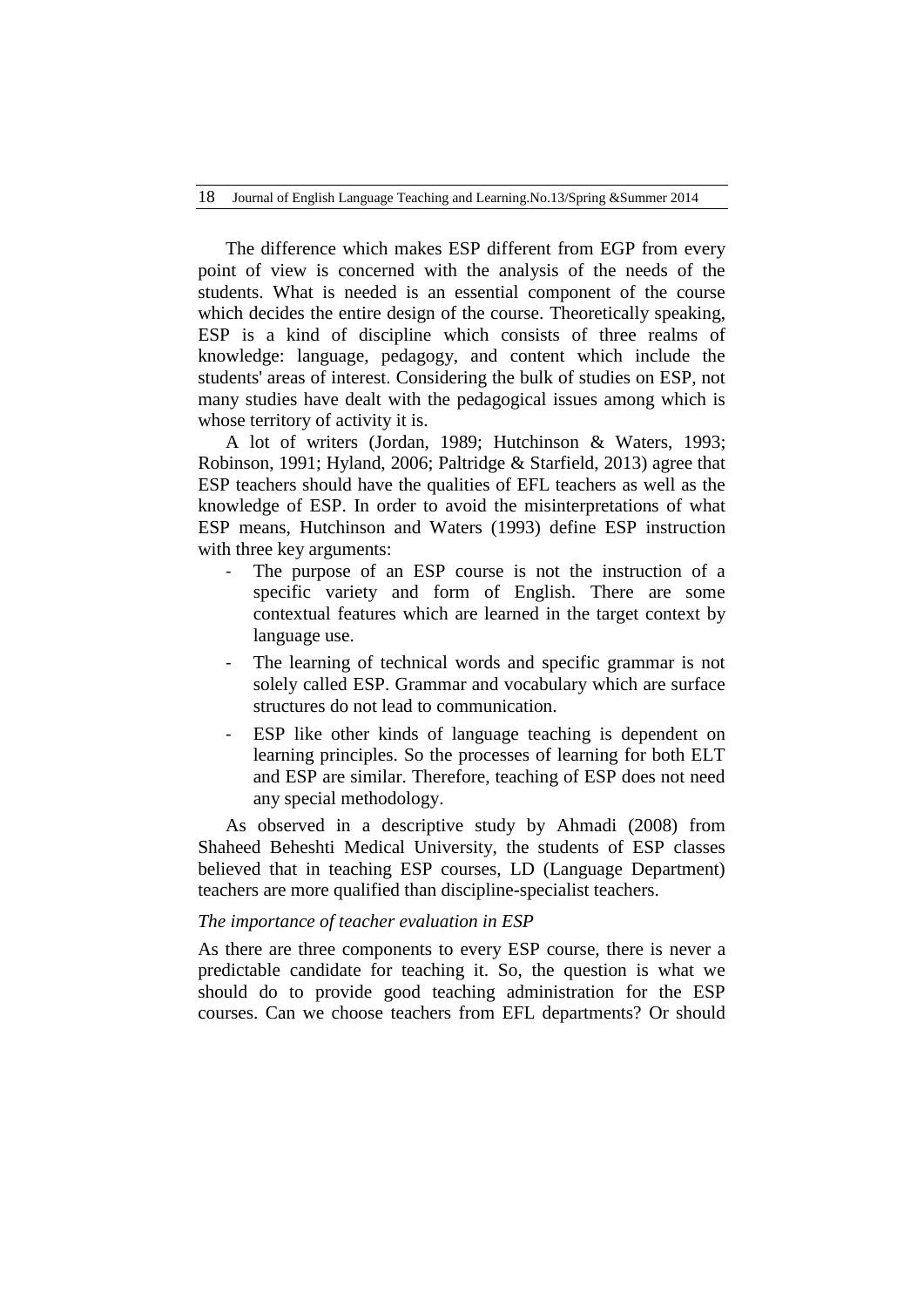The difference which makes ESP different from EGP from every point of view is concerned with the analysis of the needs of the students. What is needed is an essential component of the course which decides the entire design of the course. Theoretically speaking, ESP is a kind of discipline which consists of three realms of knowledge: language, pedagogy, and content which include the students' areas of interest. Considering the bulk of studies on ESP, not many studies have dealt with the pedagogical issues among which is whose territory of activity it is.

A lot of writers (Jordan, 1989; Hutchinson & Waters, 1993; Robinson, 1991; Hyland, 2006; Paltridge & Starfield, 2013) agree that ESP teachers should have the qualities of EFL teachers as well as the knowledge of ESP. In order to avoid the misinterpretations of what ESP means, Hutchinson and Waters (1993) define ESP instruction with three key arguments:

- The purpose of an ESP course is not the instruction of a specific variety and form of English. There are some contextual features which are learned in the target context by language use.
- The learning of technical words and specific grammar is not solely called ESP. Grammar and vocabulary which are surface structures do not lead to communication.
- ESP like other kinds of language teaching is dependent on learning principles. So the processes of learning for both ELT and ESP are similar. Therefore, teaching of ESP does not need any special methodology.

As observed in a descriptive study by Ahmadi (2008) from Shaheed Beheshti Medical University, the students of ESP classes believed that in teaching ESP courses, LD (Language Department) teachers are more qualified than discipline-specialist teachers.

*The importance of teacher evaluation in ESP*

As there are three components to every ESP course, there is never a predictable candidate for teaching it. So, the question is what we should do to provide good teaching administration for the ESP courses. Can we choose teachers from EFL departments? Or should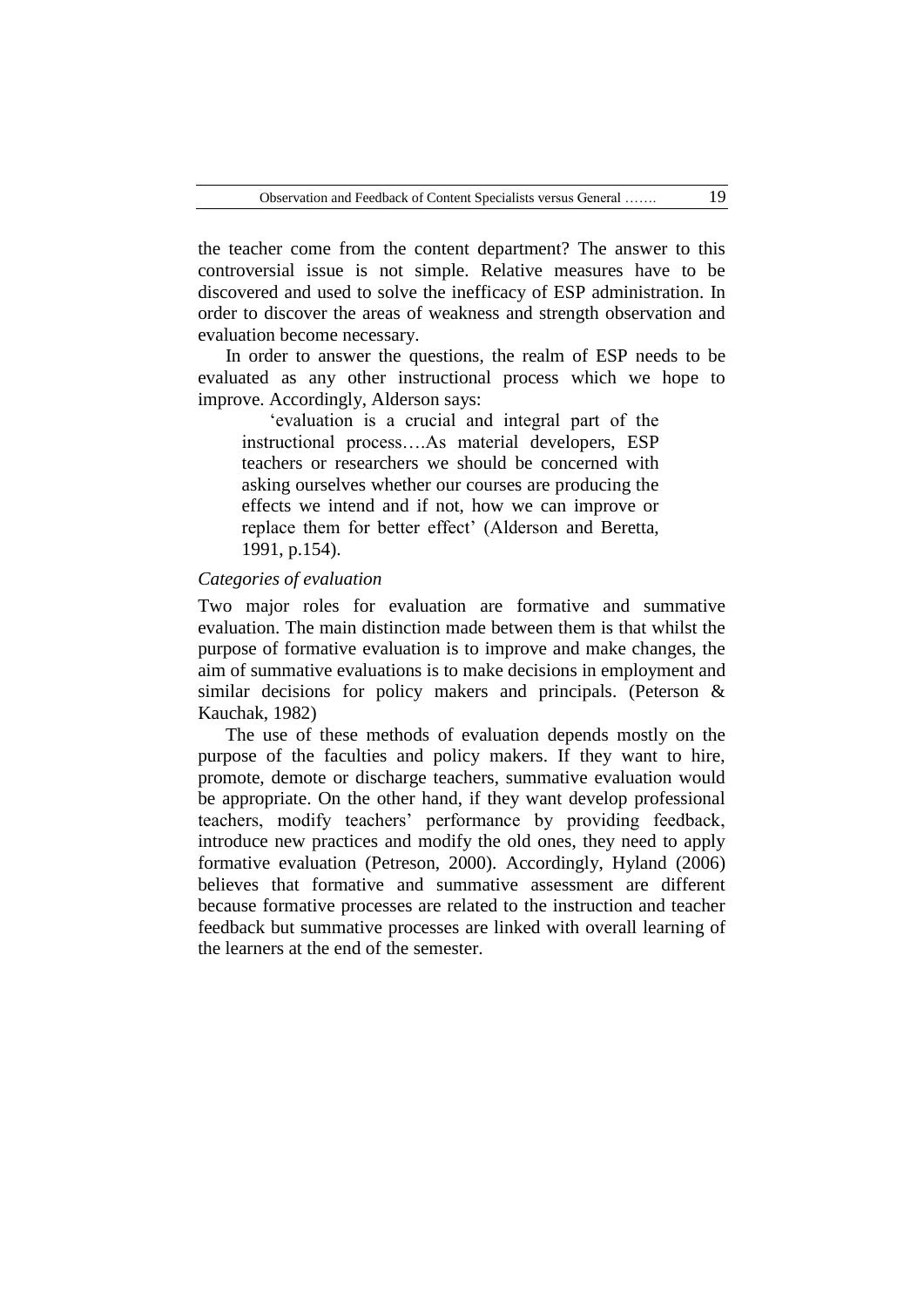the teacher come from the content department? The answer to this controversial issue is not simple. Relative measures have to be discovered and used to solve the inefficacy of ESP administration. In order to discover the areas of weakness and strength observation and evaluation become necessary.

In order to answer the questions, the realm of ESP needs to be evaluated as any other instructional process which we hope to improve. Accordingly, Alderson says:

> 'evaluation is a crucial and integral part of the instructional process….As material developers, ESP teachers or researchers we should be concerned with asking ourselves whether our courses are producing the effects we intend and if not, how we can improve or replace them for better effect' (Alderson and Beretta, 1991, p.154).

*Categories of evaluation*

Two major roles for evaluation are formative and summative evaluation. The main distinction made between them is that whilst the purpose of formative evaluation is to improve and make changes, the aim of summative evaluations is to make decisions in employment and similar decisions for policy makers and principals. (Peterson & Kauchak, 1982)

The use of these methods of evaluation depends mostly on the purpose of the faculties and policy makers. If they want to hire, promote, demote or discharge teachers, summative evaluation would be appropriate. On the other hand, if they want develop professional teachers, modify teachers' performance by providing feedback, introduce new practices and modify the old ones, they need to apply formative evaluation (Petreson, 2000). Accordingly, Hyland (2006) believes that formative and summative assessment are different because formative processes are related to the instruction and teacher feedback but summative processes are linked with overall learning of the learners at the end of the semester.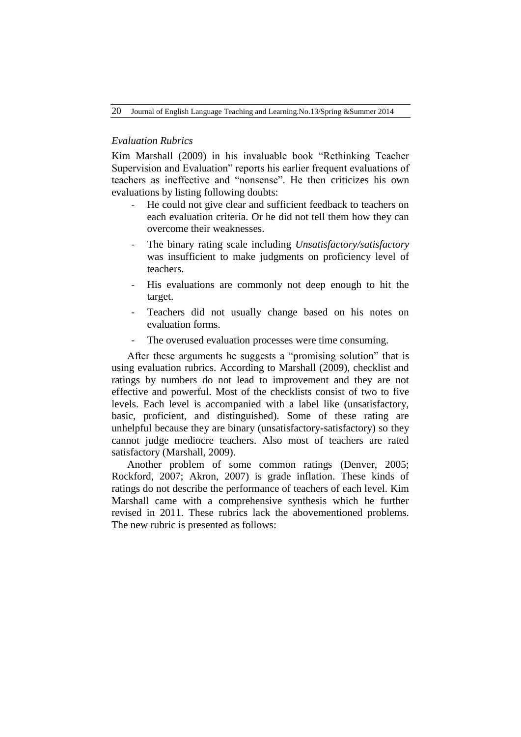*Evaluation Rubrics*

Kim Marshall (2009) in his invaluable book "Rethinking Teacher Supervision and Evaluation" reports his earlier frequent evaluations of teachers as ineffective and "nonsense". He then criticizes his own evaluations by listing following doubts:

- He could not give clear and sufficient feedback to teachers on each evaluation criteria. Or he did not tell them how they can overcome their weaknesses.
- The binary rating scale including *Unsatisfactory/satisfactory* was insufficient to make judgments on proficiency level of teachers.
- His evaluations are commonly not deep enough to hit the target.
- Teachers did not usually change based on his notes on evaluation forms.
- The overused evaluation processes were time consuming.

After these arguments he suggests a "promising solution" that is using evaluation rubrics. According to Marshall (2009), checklist and ratings by numbers do not lead to improvement and they are not effective and powerful. Most of the checklists consist of two to five levels. Each level is accompanied with a label like (unsatisfactory, basic, proficient, and distinguished). Some of these rating are unhelpful because they are binary (unsatisfactory-satisfactory) so they cannot judge mediocre teachers. Also most of teachers are rated satisfactory (Marshall, 2009).

Another problem of some common ratings (Denver, 2005; Rockford, 2007; Akron, 2007) is grade inflation. These kinds of ratings do not describe the performance of teachers of each level. Kim Marshall came with a comprehensive synthesis which he further revised in 2011. These rubrics lack the abovementioned problems. The new rubric is presented as follows: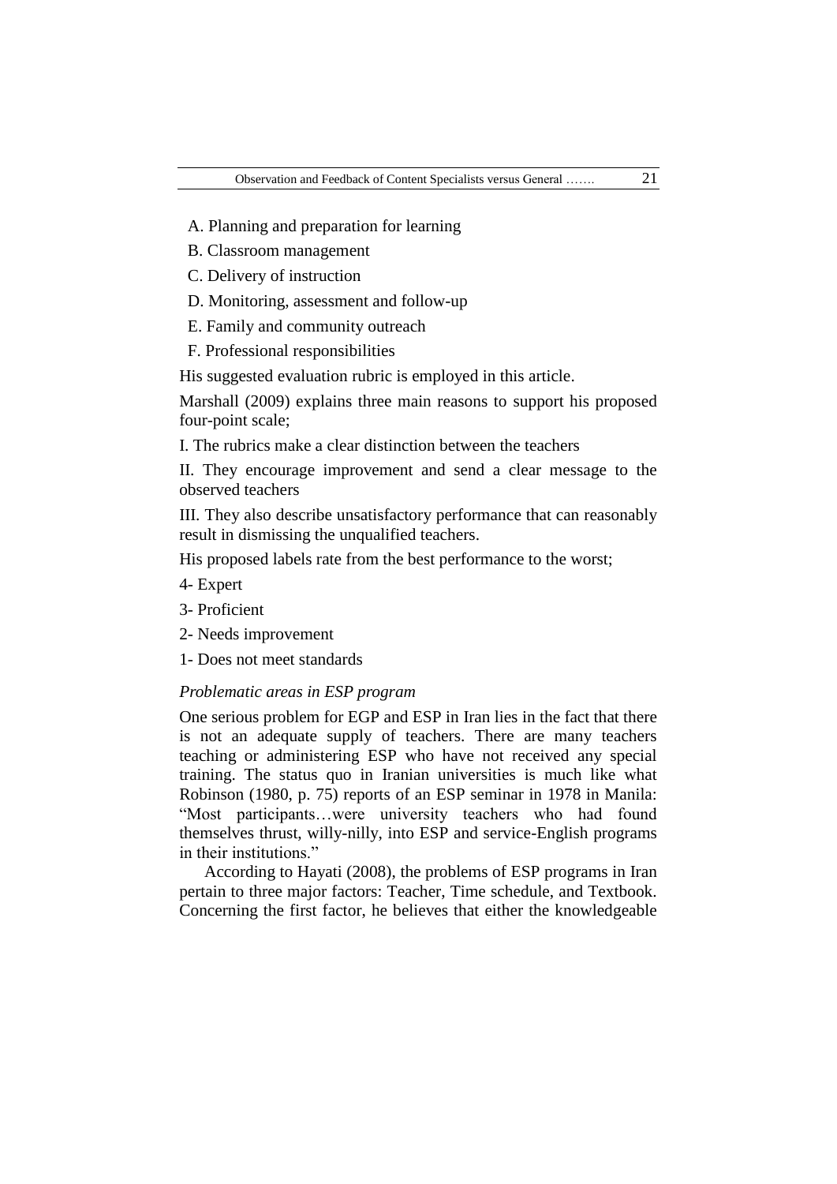A. Planning and preparation for learning

B. Classroom management

C. Delivery of instruction

D. Monitoring, assessment and follow-up

E. Family and community outreach

F. Professional responsibilities

His suggested evaluation rubric is employed in this article.

Marshall (2009) explains three main reasons to support his proposed four-point scale;

I. The rubrics make a clear distinction between the teachers

II. They encourage improvement and send a clear message to the observed teachers

III. They also describe unsatisfactory performance that can reasonably result in dismissing the unqualified teachers.

His proposed labels rate from the best performance to the worst;

4- Expert

3- Proficient

2- Needs improvement

1- Does not meet standards

*Problematic areas in ESP program*

One serious problem for EGP and ESP in Iran lies in the fact that there is not an adequate supply of teachers. There are many teachers teaching or administering ESP who have not received any special training. The status quo in Iranian universities is much like what Robinson (1980, p. 75) reports of an ESP seminar in 1978 in Manila: "Most participants…were university teachers who had found themselves thrust, willy-nilly, into ESP and service-English programs in their institutions."

According to Hayati (2008), the problems of ESP programs in Iran pertain to three major factors: Teacher, Time schedule, and Textbook. Concerning the first factor, he believes that either the knowledgeable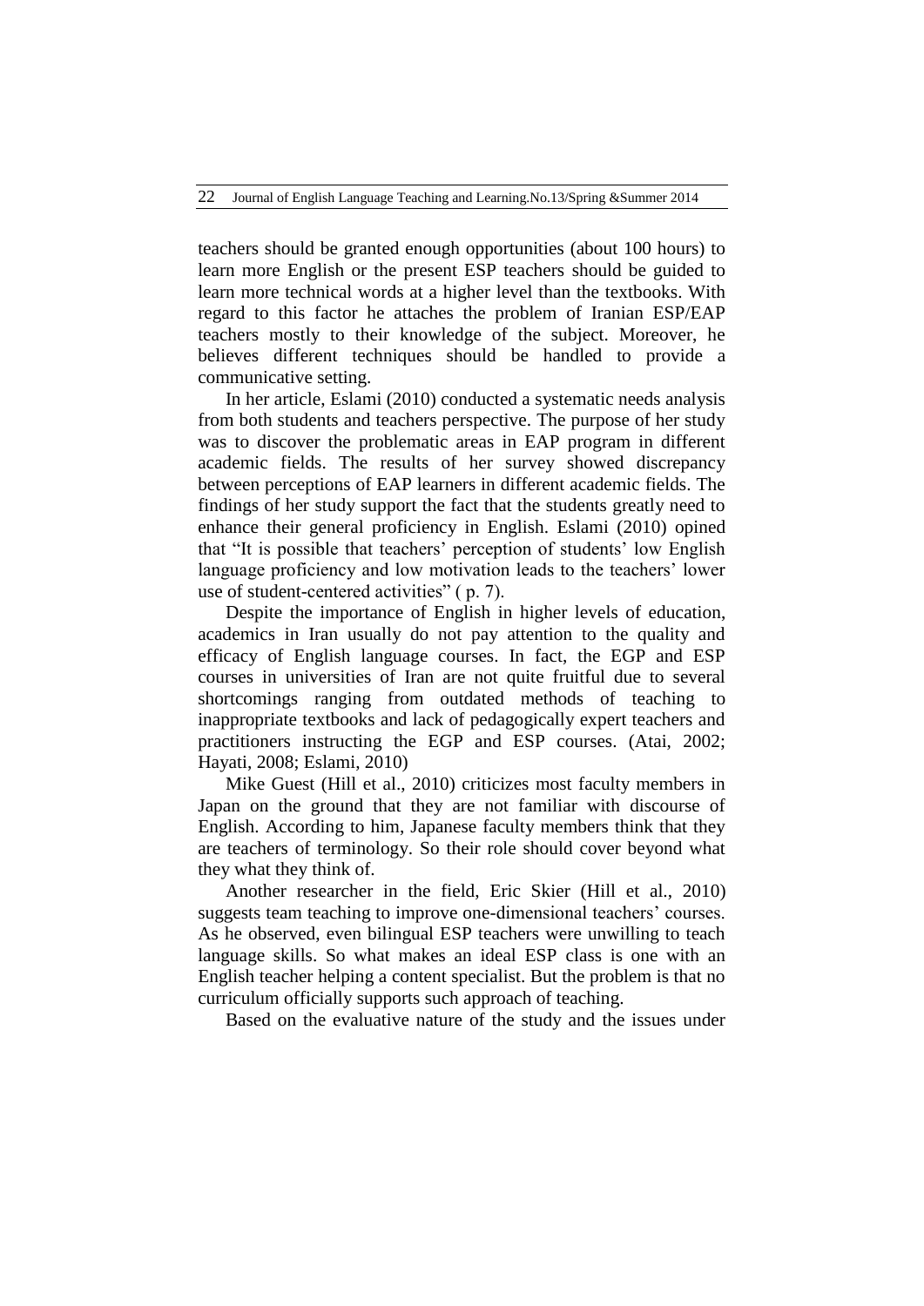teachers should be granted enough opportunities (about 100 hours) to learn more English or the present ESP teachers should be guided to learn more technical words at a higher level than the textbooks. With regard to this factor he attaches the problem of Iranian ESP/EAP teachers mostly to their knowledge of the subject. Moreover, he believes different techniques should be handled to provide a communicative setting.

In her article, Eslami (2010) conducted a systematic needs analysis from both students and teachers perspective. The purpose of her study was to discover the problematic areas in EAP program in different academic fields. The results of her survey showed discrepancy between perceptions of EAP learners in different academic fields. The findings of her study support the fact that the students greatly need to enhance their general proficiency in English. Eslami (2010) opined that "It is possible that teachers' perception of students' low English language proficiency and low motivation leads to the teachers' lower use of student-centered activities" ( p. 7).

Despite the importance of English in higher levels of education, academics in Iran usually do not pay attention to the quality and efficacy of English language courses. In fact, the EGP and ESP courses in universities of Iran are not quite fruitful due to several shortcomings ranging from outdated methods of teaching to inappropriate textbooks and lack of pedagogically expert teachers and practitioners instructing the EGP and ESP courses. (Atai, 2002; Hayati, 2008; Eslami, 2010)

Mike Guest (Hill et al., 2010) criticizes most faculty members in Japan on the ground that they are not familiar with discourse of English. According to him, Japanese faculty members think that they are teachers of terminology. So their role should cover beyond what they what they think of.

Another researcher in the field, Eric Skier (Hill et al., 2010) suggests team teaching to improve one-dimensional teachers' courses. As he observed, even bilingual ESP teachers were unwilling to teach language skills. So what makes an ideal ESP class is one with an English teacher helping a content specialist. But the problem is that no curriculum officially supports such approach of teaching.

Based on the evaluative nature of the study and the issues under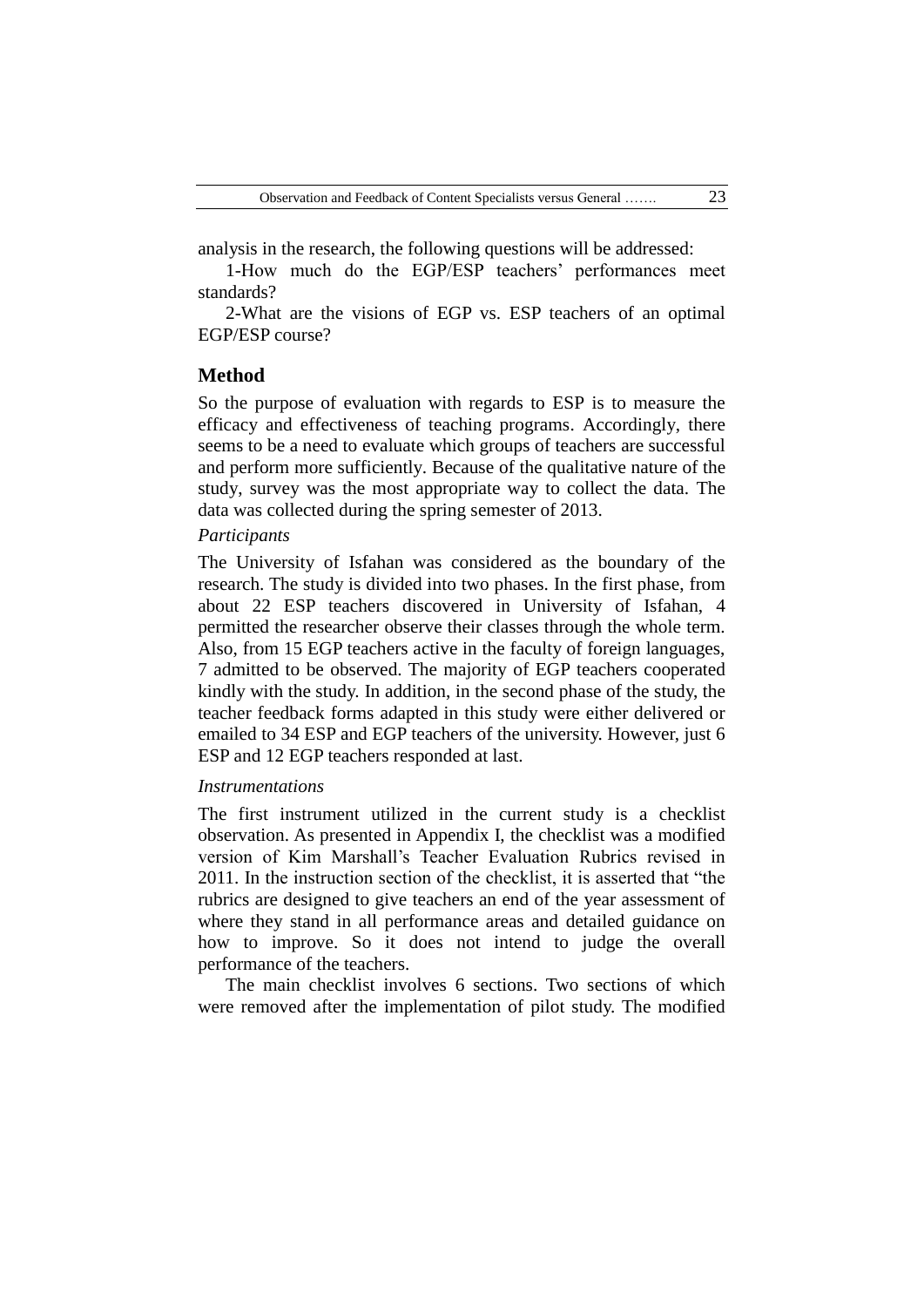analysis in the research, the following questions will be addressed:

1-How much do the EGP/ESP teachers' performances meet standards?

2-What are the visions of EGP vs. ESP teachers of an optimal EGP/ESP course?

## Method

So the purpose of evaluation with regards to ESP is to measure the efficacy and effectiveness of teaching programs. Accordingly, there seems to be a need to evaluate which groups of teachers are successful and perform more sufficiently. Because of the qualitative nature of the study, survey was the most appropriate way to collect the data. The data was collected during the spring semester of 2013.

### *Participants*

The University of Isfahan was considered as the boundary of the research. The study is divided into two phases. In the first phase, from about 22 ESP teachers discovered in University of Isfahan, 4 permitted the researcher observe their classes through the whole term. Also, from 15 EGP teachers active in the faculty of foreign languages, 7 admitted to be observed. The majority of EGP teachers cooperated kindly with the study. In addition, in the second phase of the study, the teacher feedback forms adapted in this study were either delivered or emailed to 34 ESP and EGP teachers of the university. However, just 6 ESP and 12 EGP teachers responded at last.

### *Instrumentations*

The first instrument utilized in the current study is a checklist observation. As presented in Appendix I, the checklist was a modified version of Kim Marshall's Teacher Evaluation Rubrics revised in 2011. In the instruction section of the checklist, it is asserted that "the rubrics are designed to give teachers an end of the year assessment of where they stand in all performance areas and detailed guidance on how to improve. So it does not intend to judge the overall performance of the teachers.

The main checklist involves 6 sections. Two sections of which were removed after the implementation of pilot study. The modified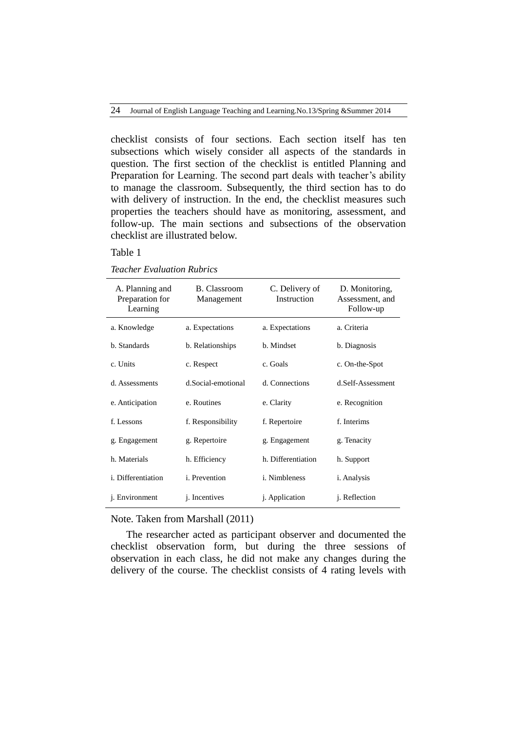checklist consists of four sections. Each section itself has ten subsections which wisely consider all aspects of the standards in question. The first section of the checklist is entitled Planning and Preparation for Learning. The second part deals with teacher's ability to manage the classroom. Subsequently, the third section has to do with delivery of instruction. In the end, the checklist measures such properties the teachers should have as monitoring, assessment, and follow-up. The main sections and subsections of the observation checklist are illustrated below.

Table 1

*Teacher Evaluation Rubrics*

| A. Planning and Preparation for Learning | B. Classroom Management | C. Delivery of Instruction | D. Monitoring, Assessment, and Follow-up |
|---|---|---|---|
| a. Knowledge | a. Expectations | a. Expectations | a. Criteria |
| b. Standards | b. Relationships | b. Mindset | b. Diagnosis |
| c. Units | c. Respect | c. Goals | c. On-the-Spot |
| d. Assessments | d.Social-emotional | d. Connections | d.Self-Assessment |
| e. Anticipation | e. Routines | e. Clarity | e. Recognition |
| f. Lessons | f. Responsibility | f. Repertoire | f. Interims |
| g. Engagement | g. Repertoire | g. Engagement | g. Tenacity |
| h. Materials | h. Efficiency | h. Differentiation | h. Support |
| i. Differentiation | i. Prevention | i. Nimbleness | i. Analysis |
| j. Environment | j. Incentives | j. Application | j. Reflection |

Note. Taken from Marshall (2011)

The researcher acted as participant observer and documented the checklist observation form, but during the three sessions of observation in each class, he did not make any changes during the delivery of the course. The checklist consists of 4 rating levels with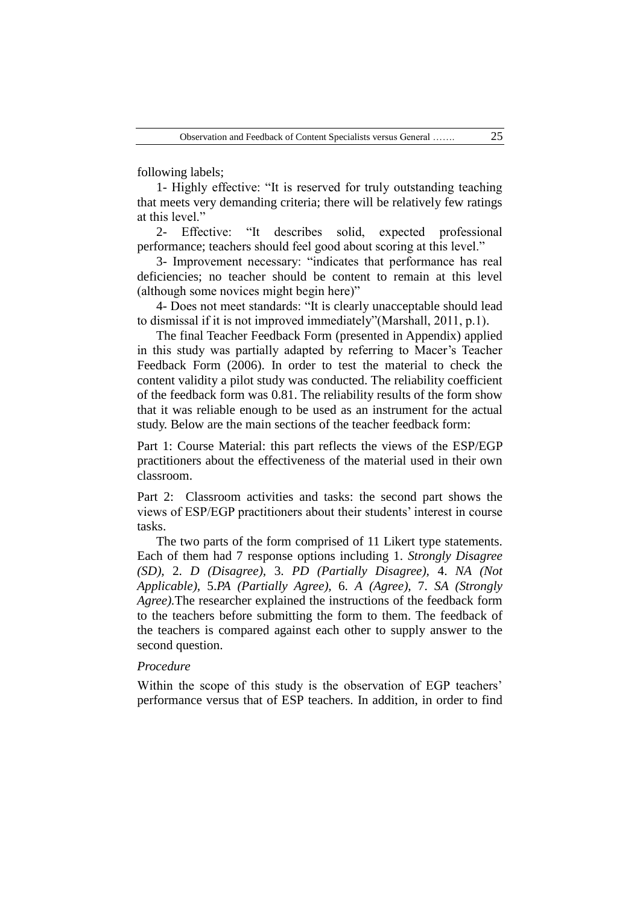following labels;

1- Highly effective: "It is reserved for truly outstanding teaching that meets very demanding criteria; there will be relatively few ratings at this level."

2- Effective: "It describes solid, expected professional performance; teachers should feel good about scoring at this level."

3- Improvement necessary: "indicates that performance has real deficiencies; no teacher should be content to remain at this level (although some novices might begin here)"

4- Does not meet standards: "It is clearly unacceptable should lead to dismissal if it is not improved immediately"(Marshall, 2011, p.1).

The final Teacher Feedback Form (presented in Appendix) applied in this study was partially adapted by referring to Macer's Teacher Feedback Form (2006). In order to test the material to check the content validity a pilot study was conducted. The reliability coefficient of the feedback form was 0.81. The reliability results of the form show that it was reliable enough to be used as an instrument for the actual study. Below are the main sections of the teacher feedback form:

Part 1: Course Material: this part reflects the views of the ESP/EGP practitioners about the effectiveness of the material used in their own classroom.

Part 2: Classroom activities and tasks: the second part shows the views of ESP/EGP practitioners about their students' interest in course tasks.

The two parts of the form comprised of 11 Likert type statements. Each of them had 7 response options including 1. *Strongly Disagree (SD),* 2. *D (Disagree),* 3. *PD (Partially Disagree),* 4. *NA (Not Applicable),* 5.*PA (Partially Agree),* 6. *A (Agree),* 7. *SA (Strongly Agree).*The researcher explained the instructions of the feedback form to the teachers before submitting the form to them. The feedback of the teachers is compared against each other to supply answer to the second question.

*Procedure*

Within the scope of this study is the observation of EGP teachers' performance versus that of ESP teachers. In addition, in order to find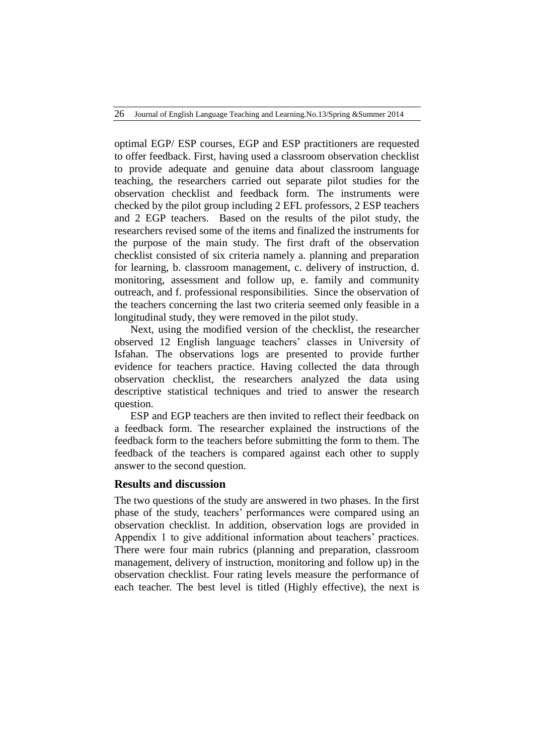optimal EGP/ ESP courses, EGP and ESP practitioners are requested to offer feedback. First, having used a classroom observation checklist to provide adequate and genuine data about classroom language teaching, the researchers carried out separate pilot studies for the observation checklist and feedback form. The instruments were checked by the pilot group including 2 EFL professors, 2 ESP teachers and 2 EGP teachers. Based on the results of the pilot study, the researchers revised some of the items and finalized the instruments for the purpose of the main study. The first draft of the observation checklist consisted of six criteria namely a. planning and preparation for learning, b. classroom management, c. delivery of instruction, d. monitoring, assessment and follow up, e. family and community outreach, and f. professional responsibilities. Since the observation of the teachers concerning the last two criteria seemed only feasible in a longitudinal study, they were removed in the pilot study.

Next, using the modified version of the checklist, the researcher observed 12 English language teachers' classes in University of Isfahan. The observations logs are presented to provide further evidence for teachers practice. Having collected the data through observation checklist, the researchers analyzed the data using descriptive statistical techniques and tried to answer the research question.

ESP and EGP teachers are then invited to reflect their feedback on a feedback form. The researcher explained the instructions of the feedback form to the teachers before submitting the form to them. The feedback of the teachers is compared against each other to supply answer to the second question.

## Results and discussion

The two questions of the study are answered in two phases. In the first phase of the study, teachers' performances were compared using an observation checklist. In addition, observation logs are provided in Appendix 1 to give additional information about teachers' practices. There were four main rubrics (planning and preparation, classroom management, delivery of instruction, monitoring and follow up) in the observation checklist. Four rating levels measure the performance of each teacher. The best level is titled (Highly effective), the next is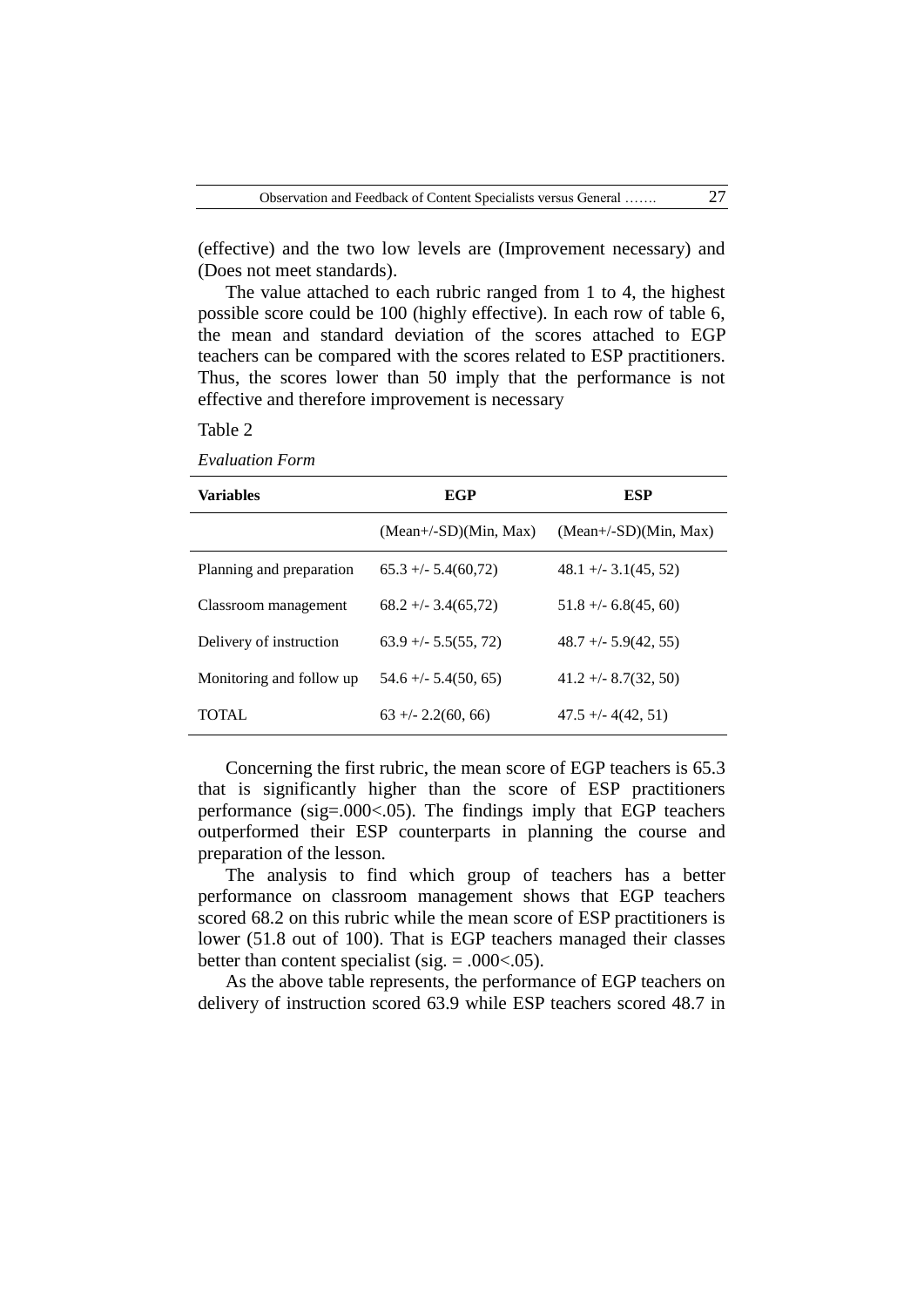(effective) and the two low levels are (Improvement necessary) and (Does not meet standards).

The value attached to each rubric ranged from 1 to 4, the highest possible score could be 100 (highly effective). In each row of table 6, the mean and standard deviation of the scores attached to EGP teachers can be compared with the scores related to ESP practitioners. Thus, the scores lower than 50 imply that the performance is not effective and therefore improvement is necessary

Table 2

*Evaluation Form*

| **Variables** | **EGP** | **ESP** |
|---|---|---|
| | (Mean+/-SD)(Min, Max) | (Mean+/-SD)(Min, Max) |
| Planning and preparation | 65.3 +/- 5.4(60,72) | 48.1 +/- 3.1(45, 52) |
| Classroom management | 68.2 +/- 3.4(65,72) | 51.8 +/- 6.8(45, 60) |
| Delivery of instruction | 63.9 +/- 5.5(55, 72) | 48.7 +/- 5.9(42, 55) |
| Monitoring and follow up | 54.6 +/- 5.4(50, 65) | 41.2 +/- 8.7(32, 50) |
| TOTAL | 63 +/- 2.2(60, 66) | 47.5 +/- 4(42, 51) |

Concerning the first rubric, the mean score of EGP teachers is 65.3 that is significantly higher than the score of ESP practitioners performance (sig=.000<.05). The findings imply that EGP teachers outperformed their ESP counterparts in planning the course and preparation of the lesson.

The analysis to find which group of teachers has a better performance on classroom management shows that EGP teachers scored 68.2 on this rubric while the mean score of ESP practitioners is lower (51.8 out of 100). That is EGP teachers managed their classes better than content specialist (sig. = .000<.05).

As the above table represents, the performance of EGP teachers on delivery of instruction scored 63.9 while ESP teachers scored 48.7 in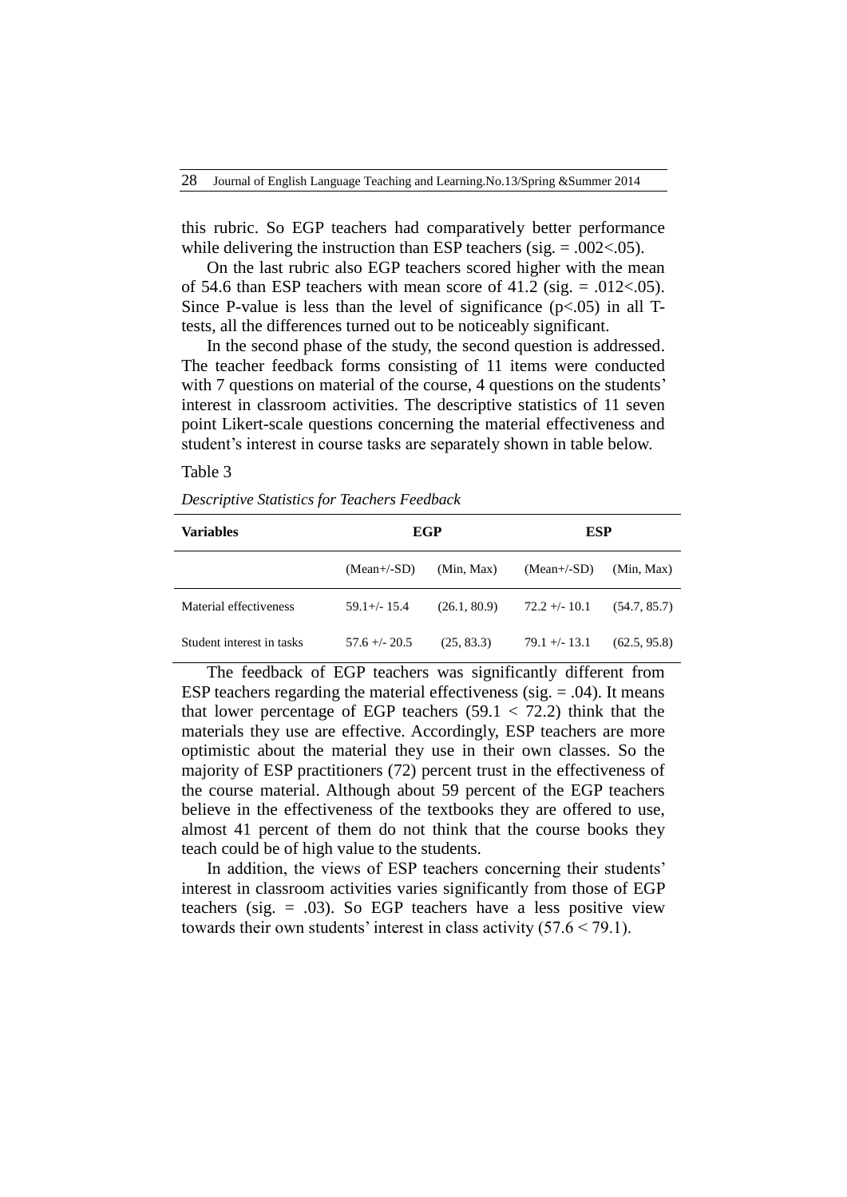this rubric. So EGP teachers had comparatively better performance while delivering the instruction than ESP teachers (sig. = .002<.05).

On the last rubric also EGP teachers scored higher with the mean of 54.6 than ESP teachers with mean score of 41.2 (sig. = .012<.05). Since P-value is less than the level of significance ($p<.05$) in all T-tests, all the differences turned out to be noticeably significant.

In the second phase of the study, the second question is addressed. The teacher feedback forms consisting of 11 items were conducted with 7 questions on material of the course, 4 questions on the students' interest in classroom activities. The descriptive statistics of 11 seven point Likert-scale questions concerning the material effectiveness and student's interest in course tasks are separately shown in table below.

Table 3

*Descriptive Statistics for Teachers Feedback*

| Variables | EGP | | ESP | |
|---|---|---|---|---|
| | (Mean+/-SD) | (Min, Max) | (Mean+/-SD) | (Min, Max) |
| Material effectiveness | 59.1+/- 15.4 | (26.1, 80.9) | 72.2 +/- 10.1 | (54.7, 85.7) |
| Student interest in tasks | 57.6 +/- 20.5 | (25, 83.3) | 79.1 +/- 13.1 | (62.5, 95.8) |

The feedback of EGP teachers was significantly different from ESP teachers regarding the material effectiveness (sig. = .04). It means that lower percentage of EGP teachers (59.1 < 72.2) think that the materials they use are effective. Accordingly, ESP teachers are more optimistic about the material they use in their own classes. So the majority of ESP practitioners (72) percent trust in the effectiveness of the course material. Although about 59 percent of the EGP teachers believe in the effectiveness of the textbooks they are offered to use, almost 41 percent of them do not think that the course books they teach could be of high value to the students.

In addition, the views of ESP teachers concerning their students' interest in classroom activities varies significantly from those of EGP teachers (sig. = .03). So EGP teachers have a less positive view towards their own students' interest in class activity (57.6 < 79.1).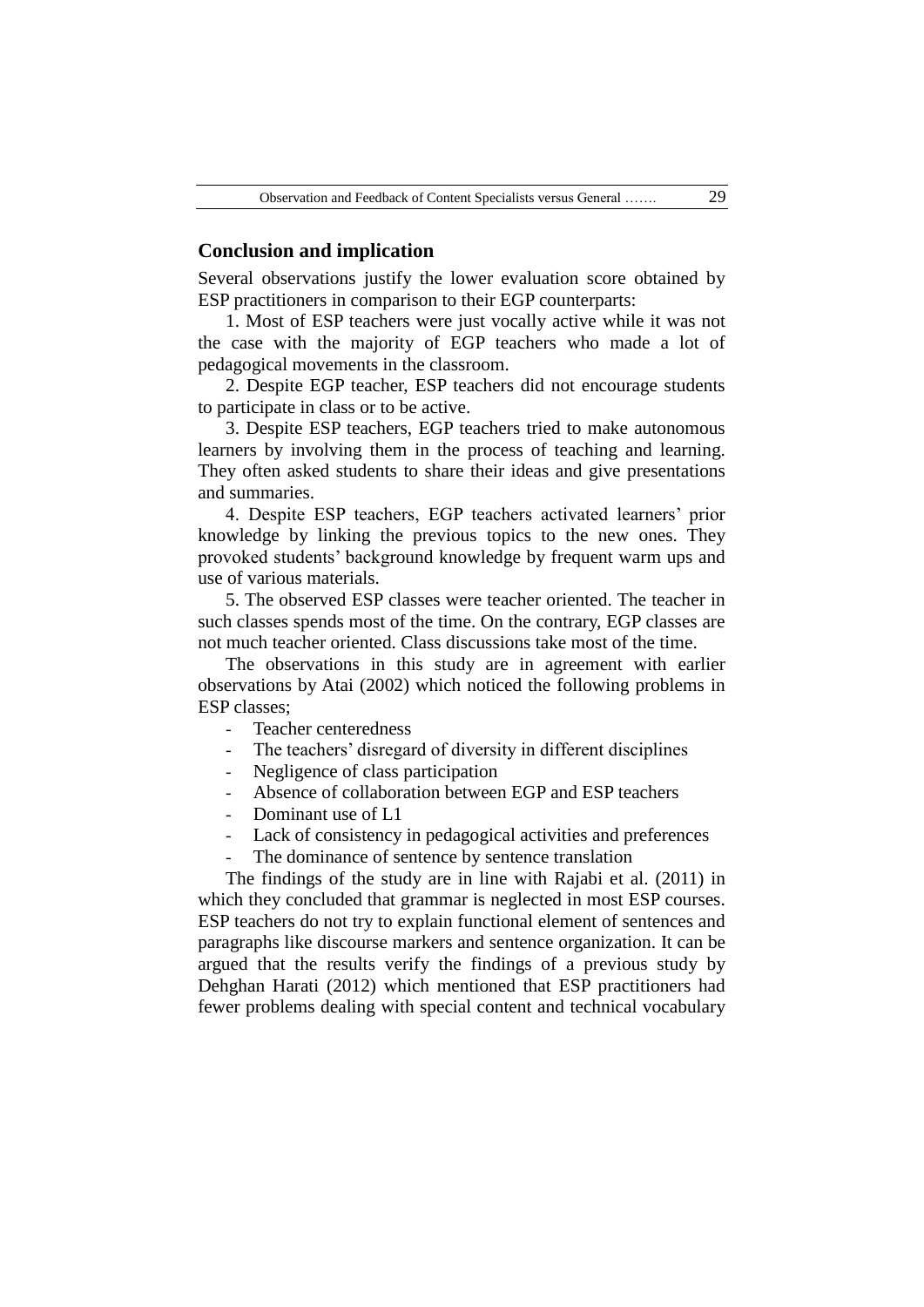## Conclusion and implication

Several observations justify the lower evaluation score obtained by ESP practitioners in comparison to their EGP counterparts:

1. Most of ESP teachers were just vocally active while it was not the case with the majority of EGP teachers who made a lot of pedagogical movements in the classroom.

2. Despite EGP teacher, ESP teachers did not encourage students to participate in class or to be active.

3. Despite ESP teachers, EGP teachers tried to make autonomous learners by involving them in the process of teaching and learning. They often asked students to share their ideas and give presentations and summaries.

4. Despite ESP teachers, EGP teachers activated learners' prior knowledge by linking the previous topics to the new ones. They provoked students' background knowledge by frequent warm ups and use of various materials.

5. The observed ESP classes were teacher oriented. The teacher in such classes spends most of the time. On the contrary, EGP classes are not much teacher oriented. Class discussions take most of the time.

The observations in this study are in agreement with earlier observations by Atai (2002) which noticed the following problems in ESP classes;

- Teacher centeredness
- The teachers' disregard of diversity in different disciplines
- Negligence of class participation
- Absence of collaboration between EGP and ESP teachers
- Dominant use of L1
- Lack of consistency in pedagogical activities and preferences
- The dominance of sentence by sentence translation

The findings of the study are in line with Rajabi et al. (2011) in which they concluded that grammar is neglected in most ESP courses. ESP teachers do not try to explain functional element of sentences and paragraphs like discourse markers and sentence organization. It can be argued that the results verify the findings of a previous study by Dehghan Harati (2012) which mentioned that ESP practitioners had fewer problems dealing with special content and technical vocabulary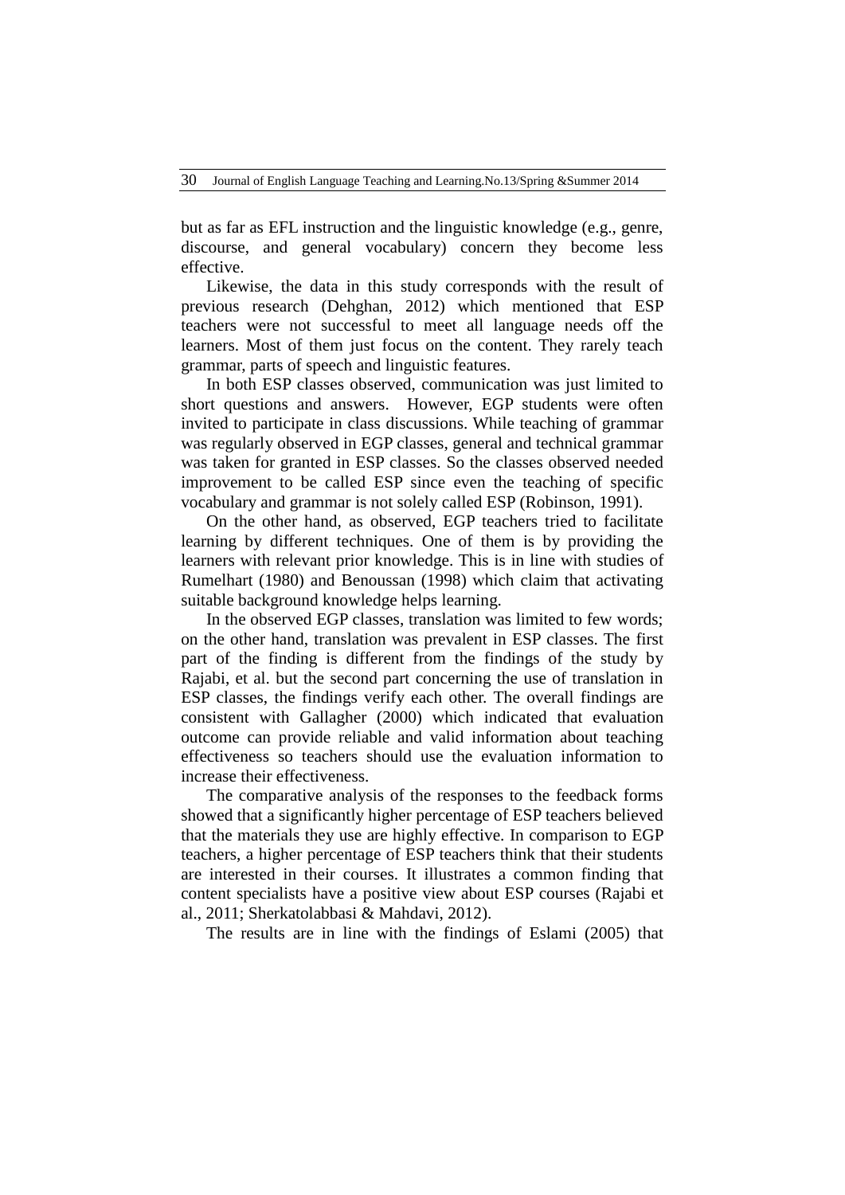but as far as EFL instruction and the linguistic knowledge (e.g., genre, discourse, and general vocabulary) concern they become less effective.

Likewise, the data in this study corresponds with the result of previous research (Dehghan, 2012) which mentioned that ESP teachers were not successful to meet all language needs off the learners. Most of them just focus on the content. They rarely teach grammar, parts of speech and linguistic features.

In both ESP classes observed, communication was just limited to short questions and answers. However, EGP students were often invited to participate in class discussions. While teaching of grammar was regularly observed in EGP classes, general and technical grammar was taken for granted in ESP classes. So the classes observed needed improvement to be called ESP since even the teaching of specific vocabulary and grammar is not solely called ESP (Robinson, 1991).

On the other hand, as observed, EGP teachers tried to facilitate learning by different techniques. One of them is by providing the learners with relevant prior knowledge. This is in line with studies of Rumelhart (1980) and Benoussan (1998) which claim that activating suitable background knowledge helps learning.

In the observed EGP classes, translation was limited to few words; on the other hand, translation was prevalent in ESP classes. The first part of the finding is different from the findings of the study by Rajabi, et al. but the second part concerning the use of translation in ESP classes, the findings verify each other. The overall findings are consistent with Gallagher (2000) which indicated that evaluation outcome can provide reliable and valid information about teaching effectiveness so teachers should use the evaluation information to increase their effectiveness.

The comparative analysis of the responses to the feedback forms showed that a significantly higher percentage of ESP teachers believed that the materials they use are highly effective. In comparison to EGP teachers, a higher percentage of ESP teachers think that their students are interested in their courses. It illustrates a common finding that content specialists have a positive view about ESP courses (Rajabi et al., 2011; Sherkatolabbasi & Mahdavi, 2012).

The results are in line with the findings of Eslami (2005) that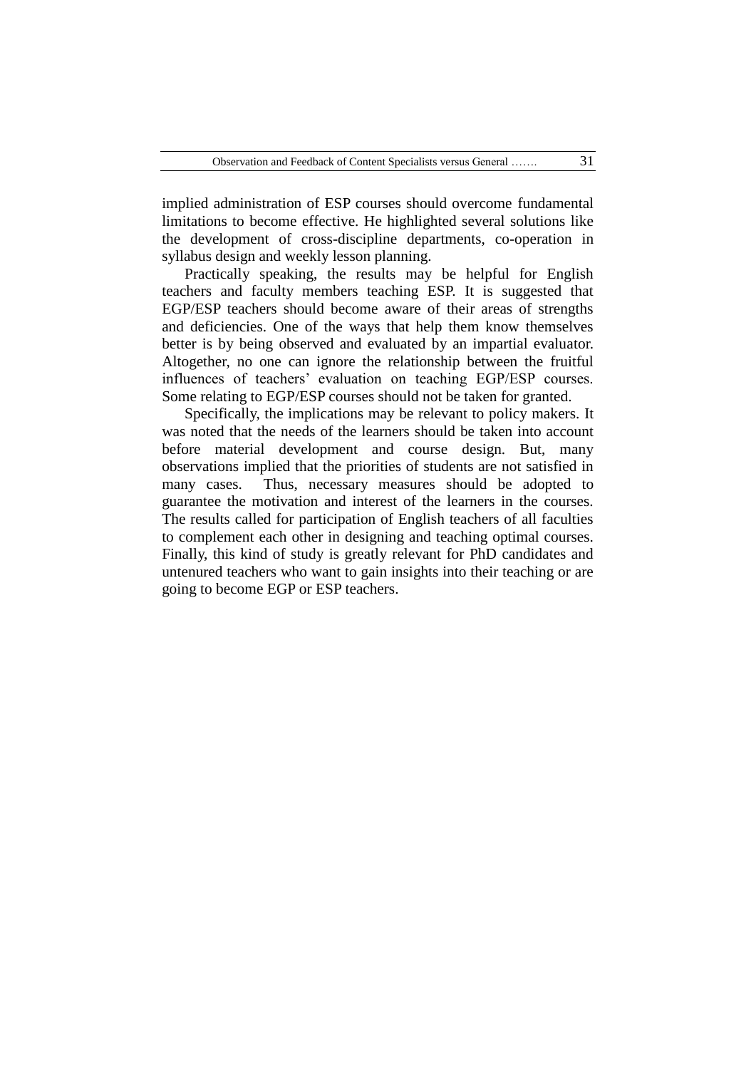implied administration of ESP courses should overcome fundamental limitations to become effective. He highlighted several solutions like the development of cross-discipline departments, co-operation in syllabus design and weekly lesson planning.

Practically speaking, the results may be helpful for English teachers and faculty members teaching ESP. It is suggested that EGP/ESP teachers should become aware of their areas of strengths and deficiencies. One of the ways that help them know themselves better is by being observed and evaluated by an impartial evaluator. Altogether, no one can ignore the relationship between the fruitful influences of teachers' evaluation on teaching EGP/ESP courses. Some relating to EGP/ESP courses should not be taken for granted.

Specifically, the implications may be relevant to policy makers. It was noted that the needs of the learners should be taken into account before material development and course design. But, many observations implied that the priorities of students are not satisfied in many cases. Thus, necessary measures should be adopted to guarantee the motivation and interest of the learners in the courses. The results called for participation of English teachers of all faculties to complement each other in designing and teaching optimal courses. Finally, this kind of study is greatly relevant for PhD candidates and untenured teachers who want to gain insights into their teaching or are going to become EGP or ESP teachers.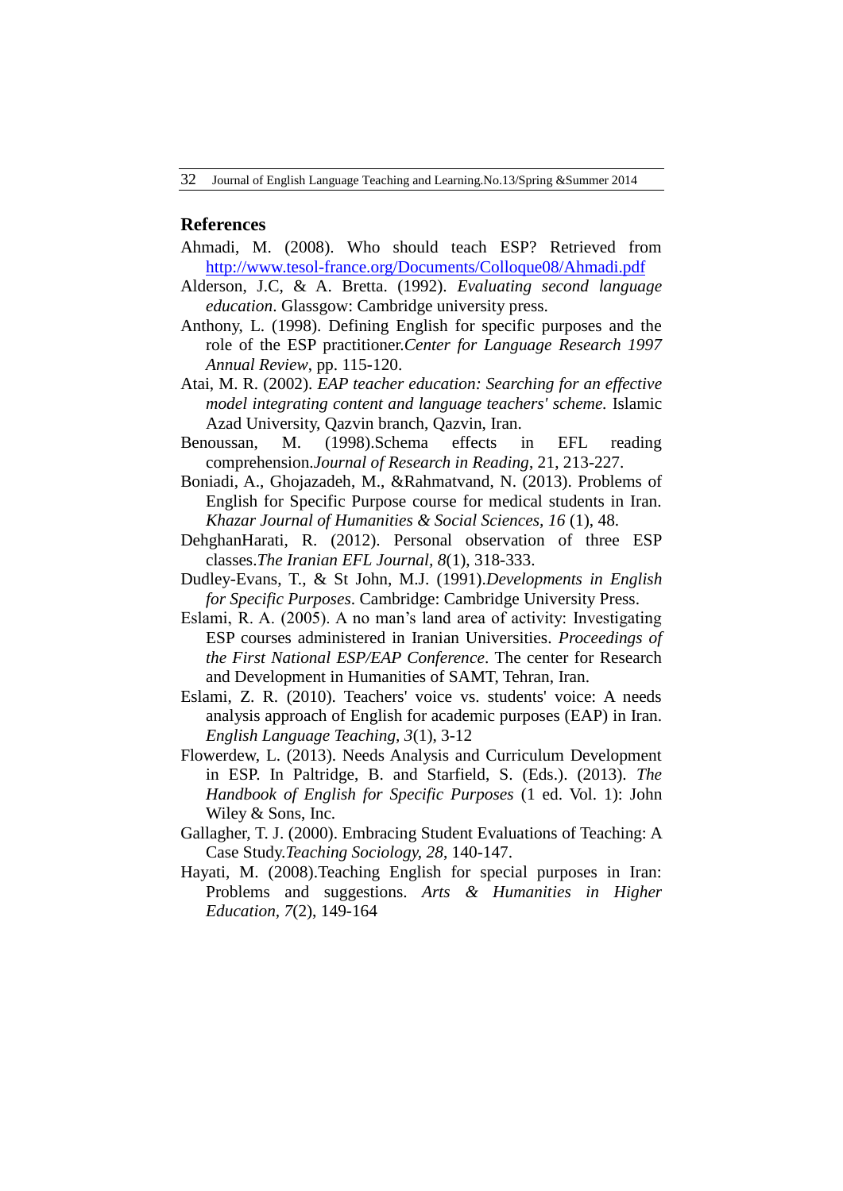## References

Ahmadi, M. (2008). Who should teach ESP? Retrieved from http://www.tesol-france.org/Documents/Colloque08/Ahmadi.pdf

Alderson, J.C, & A. Bretta. (1992). *Evaluating second language education*. Glassgow: Cambridge university press.

Anthony, L. (1998). Defining English for specific purposes and the role of the ESP practitioner.*Center for Language Research 1997 Annual Review*, pp. 115-120.

Atai, M. R. (2002). *EAP teacher education: Searching for an effective model integrating content and language teachers' scheme.* Islamic Azad University, Qazvin branch, Qazvin, Iran.

Benoussan, M. (1998).Schema effects in EFL reading comprehension.*Journal of Research in Reading*, 21, 213-227.

Boniadi, A., Ghojazadeh, M., &Rahmatvand, N. (2013). Problems of English for Specific Purpose course for medical students in Iran. *Khazar Journal of Humanities & Social Sciences, 16* (1), 48.

DehghanHarati, R. (2012). Personal observation of three ESP classes.*The Iranian EFL Journal, 8*(1), 318-333.

Dudley-Evans, T., & St John, M.J. (1991).*Developments in English for Specific Purposes*. Cambridge: Cambridge University Press.

Eslami, R. A. (2005). A no man's land area of activity: Investigating ESP courses administered in Iranian Universities. *Proceedings of the First National ESP/EAP Conference*. The center for Research and Development in Humanities of SAMT, Tehran, Iran.

Eslami, Z. R. (2010). Teachers' voice vs. students' voice: A needs analysis approach of English for academic purposes (EAP) in Iran. *English Language Teaching, 3*(1), 3-12

Flowerdew, L. (2013). Needs Analysis and Curriculum Development in ESP. In Paltridge, B. and Starfield, S. (Eds.). (2013). *The Handbook of English for Specific Purposes* (1 ed. Vol. 1): John Wiley & Sons, Inc.

Gallagher, T. J. (2000). Embracing Student Evaluations of Teaching: A Case Study.*Teaching Sociology, 28*, 140-147.

Hayati, M. (2008).Teaching English for special purposes in Iran: Problems and suggestions. *Arts & Humanities in Higher Education, 7*(2), 149-164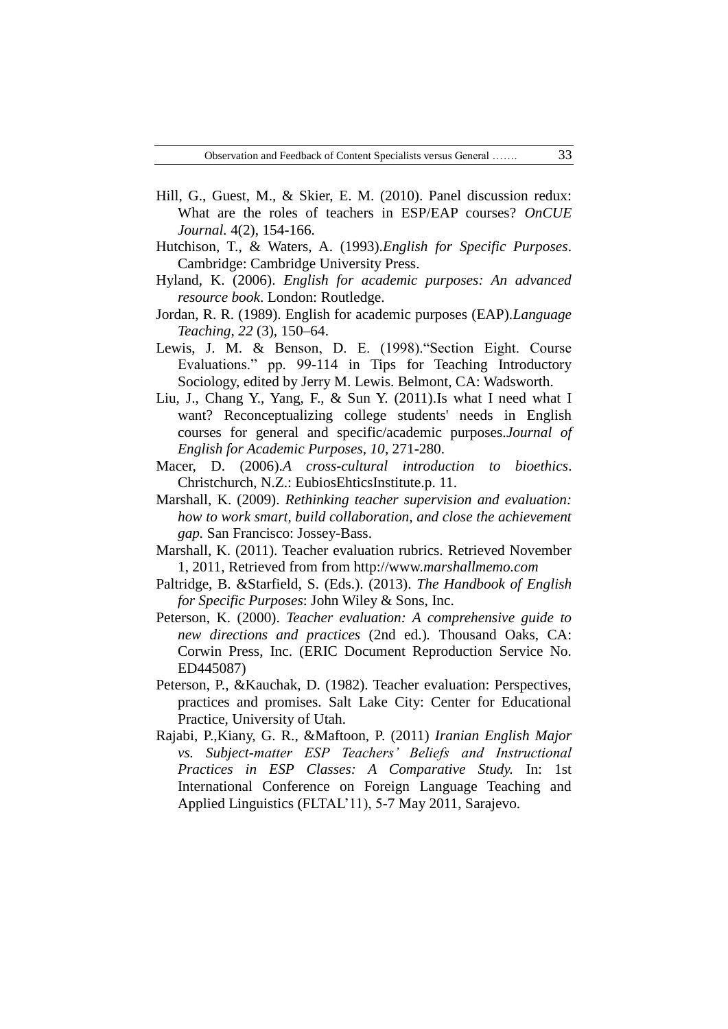Hill, G., Guest, M., & Skier, E. M. (2010). Panel discussion redux: What are the roles of teachers in ESP/EAP courses? *OnCUE Journal.* 4(2), 154-166.

Hutchison, T., & Waters, A. (1993).*English for Specific Purposes*. Cambridge: Cambridge University Press.

Hyland, K. (2006). *English for academic purposes: An advanced resource book*. London: Routledge.

Jordan, R. R. (1989). English for academic purposes (EAP).*Language Teaching, 22* (3), 150–64.

Lewis, J. M. & Benson, D. E. (1998)."Section Eight. Course Evaluations." pp. 99-114 in Tips for Teaching Introductory Sociology, edited by Jerry M. Lewis. Belmont, CA: Wadsworth.

Liu, J., Chang Y., Yang, F., & Sun Y. (2011).Is what I need what I want? Reconceptualizing college students' needs in English courses for general and specific/academic purposes.*Journal of English for Academic Purposes, 10*, 271-280.

Macer, D. (2006).*A cross-cultural introduction to bioethics*. Christchurch, N.Z.: EubiosEhticsInstitute.p. 11.

Marshall, K. (2009). *Rethinking teacher supervision and evaluation: how to work smart, build collaboration, and close the achievement gap.* San Francisco: Jossey-Bass.

Marshall, K. (2011). Teacher evaluation rubrics. Retrieved November 1, 2011, Retrieved from from http://www.*marshallmemo.com*

Paltridge, B. &Starfield, S. (Eds.). (2013). *The Handbook of English for Specific Purposes*: John Wiley & Sons, Inc.

Peterson, K. (2000). *Teacher evaluation: A comprehensive guide to new directions and practices* (2nd ed.)*.* Thousand Oaks, CA: Corwin Press, Inc. (ERIC Document Reproduction Service No. ED445087)

Peterson, P., &Kauchak, D. (1982). Teacher evaluation: Perspectives, practices and promises. Salt Lake City: Center for Educational Practice, University of Utah.

Rajabi, P.,Kiany, G. R., &Maftoon, P. (2011) *Iranian English Major vs. Subject-matter ESP Teachers' Beliefs and Instructional Practices in ESP Classes: A Comparative Study.* In: 1st International Conference on Foreign Language Teaching and Applied Linguistics (FLTAL'11), 5-7 May 2011, Sarajevo.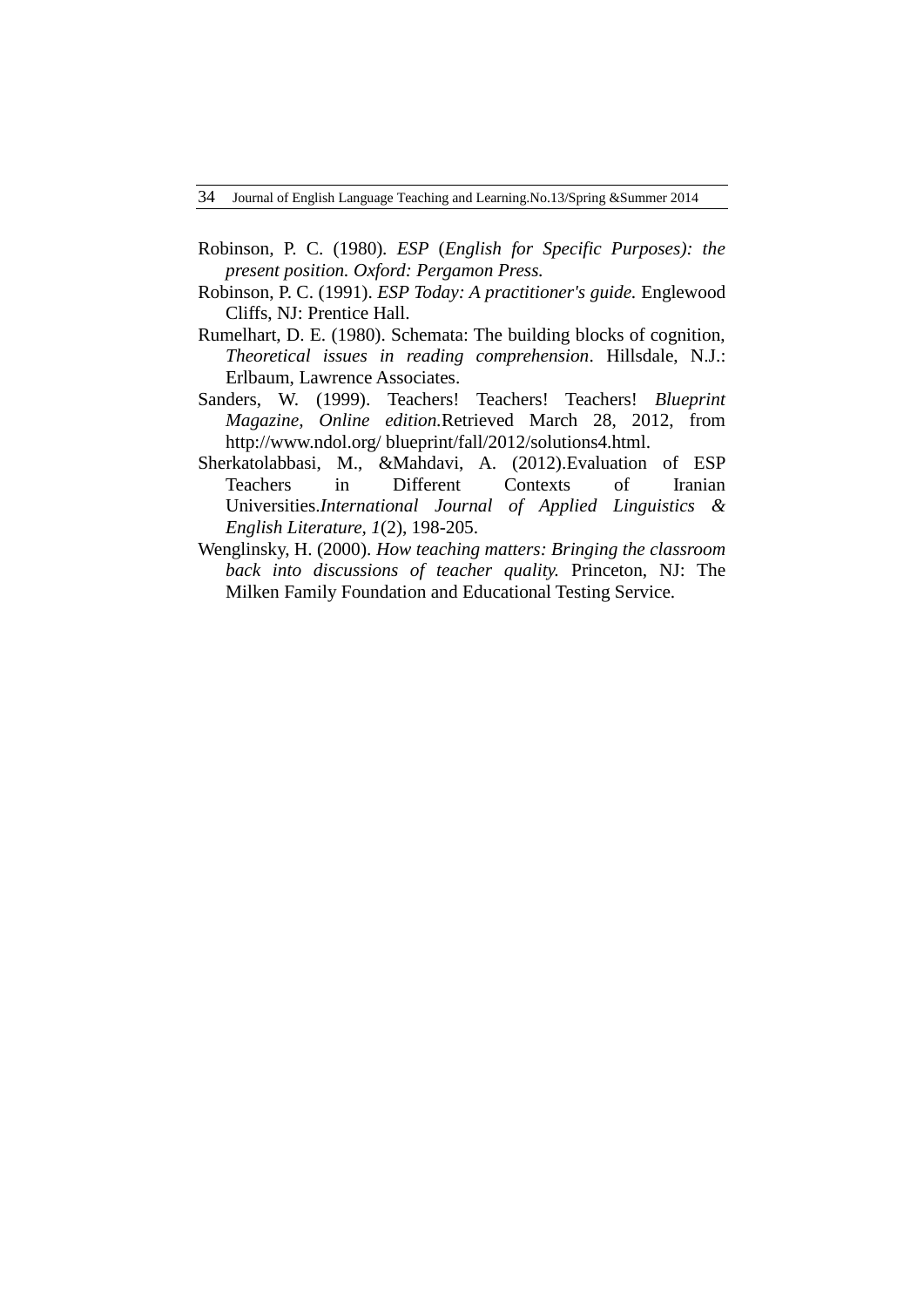Robinson, P. C. (1980). *ESP* (*English for Specific Purposes): the present position. Oxford: Pergamon Press.*

Robinson, P. C. (1991). *ESP Today: A practitioner's guide.* Englewood Cliffs, NJ: Prentice Hall.

Rumelhart, D. E. (1980). Schemata: The building blocks of cognition, *Theoretical issues in reading comprehension*. Hillsdale, N.J.: Erlbaum, Lawrence Associates.

Sanders, W. (1999). Teachers! Teachers! Teachers! *Blueprint Magazine, Online edition.*Retrieved March 28, 2012, from http://www.ndol.org/ blueprint/fall/2012/solutions4.html.

Sherkatolabbasi, M., &Mahdavi, A. (2012).Evaluation of ESP Teachers in Different Contexts of Iranian Universities.*International Journal of Applied Linguistics & English Literature, 1*(2), 198-205.

Wenglinsky, H. (2000). *How teaching matters: Bringing the classroom back into discussions of teacher quality.* Princeton, NJ: The Milken Family Foundation and Educational Testing Service.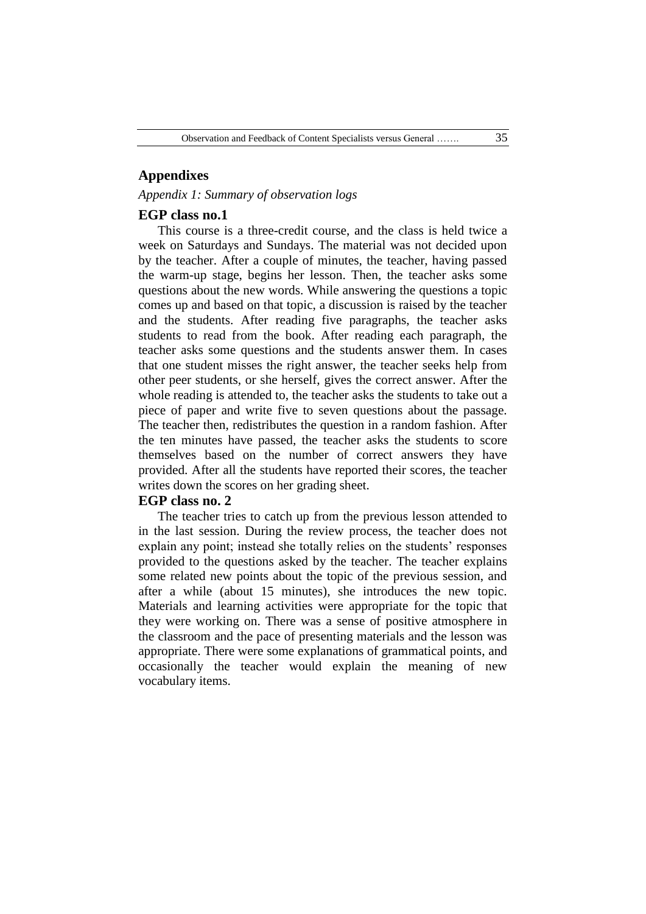## Appendixes

*Appendix 1: Summary of observation logs*

### EGP class no.1

This course is a three-credit course, and the class is held twice a week on Saturdays and Sundays. The material was not decided upon by the teacher. After a couple of minutes, the teacher, having passed the warm-up stage, begins her lesson. Then, the teacher asks some questions about the new words. While answering the questions a topic comes up and based on that topic, a discussion is raised by the teacher and the students. After reading five paragraphs, the teacher asks students to read from the book. After reading each paragraph, the teacher asks some questions and the students answer them. In cases that one student misses the right answer, the teacher seeks help from other peer students, or she herself, gives the correct answer. After the whole reading is attended to, the teacher asks the students to take out a piece of paper and write five to seven questions about the passage. The teacher then, redistributes the question in a random fashion. After the ten minutes have passed, the teacher asks the students to score themselves based on the number of correct answers they have provided. After all the students have reported their scores, the teacher writes down the scores on her grading sheet.

### EGP class no. 2

The teacher tries to catch up from the previous lesson attended to in the last session. During the review process, the teacher does not explain any point; instead she totally relies on the students' responses provided to the questions asked by the teacher. The teacher explains some related new points about the topic of the previous session, and after a while (about 15 minutes), she introduces the new topic. Materials and learning activities were appropriate for the topic that they were working on. There was a sense of positive atmosphere in the classroom and the pace of presenting materials and the lesson was appropriate. There were some explanations of grammatical points, and occasionally the teacher would explain the meaning of new vocabulary items.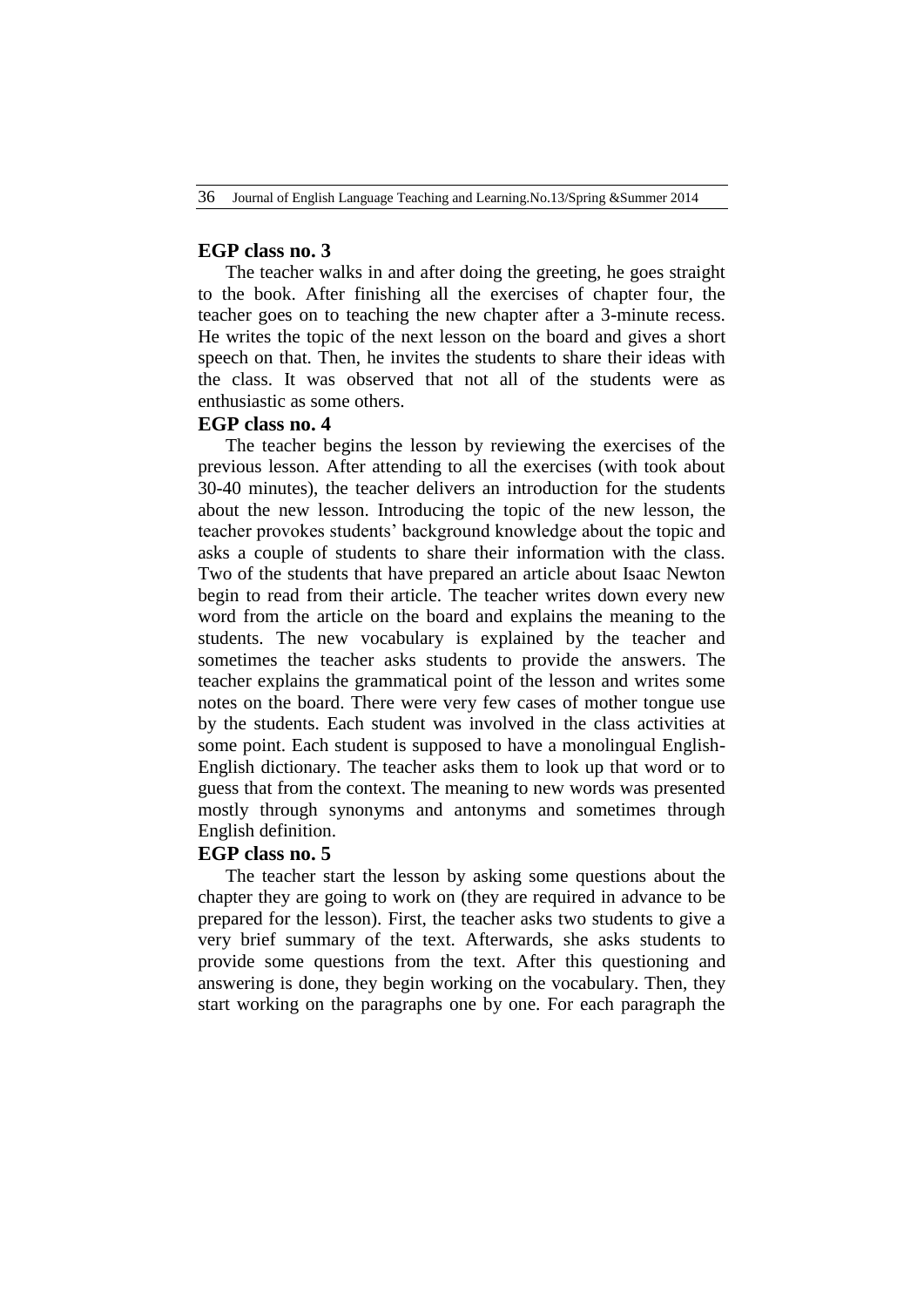## EGP class no. 3

The teacher walks in and after doing the greeting, he goes straight to the book. After finishing all the exercises of chapter four, the teacher goes on to teaching the new chapter after a 3-minute recess. He writes the topic of the next lesson on the board and gives a short speech on that. Then, he invites the students to share their ideas with the class. It was observed that not all of the students were as enthusiastic as some others.

## EGP class no. 4

The teacher begins the lesson by reviewing the exercises of the previous lesson. After attending to all the exercises (with took about 30-40 minutes), the teacher delivers an introduction for the students about the new lesson. Introducing the topic of the new lesson, the teacher provokes students' background knowledge about the topic and asks a couple of students to share their information with the class. Two of the students that have prepared an article about Isaac Newton begin to read from their article. The teacher writes down every new word from the article on the board and explains the meaning to the students. The new vocabulary is explained by the teacher and sometimes the teacher asks students to provide the answers. The teacher explains the grammatical point of the lesson and writes some notes on the board. There were very few cases of mother tongue use by the students. Each student was involved in the class activities at some point. Each student is supposed to have a monolingual English-English dictionary. The teacher asks them to look up that word or to guess that from the context. The meaning to new words was presented mostly through synonyms and antonyms and sometimes through English definition.

## EGP class no. 5

The teacher start the lesson by asking some questions about the chapter they are going to work on (they are required in advance to be prepared for the lesson). First, the teacher asks two students to give a very brief summary of the text. Afterwards, she asks students to provide some questions from the text. After this questioning and answering is done, they begin working on the vocabulary. Then, they start working on the paragraphs one by one. For each paragraph the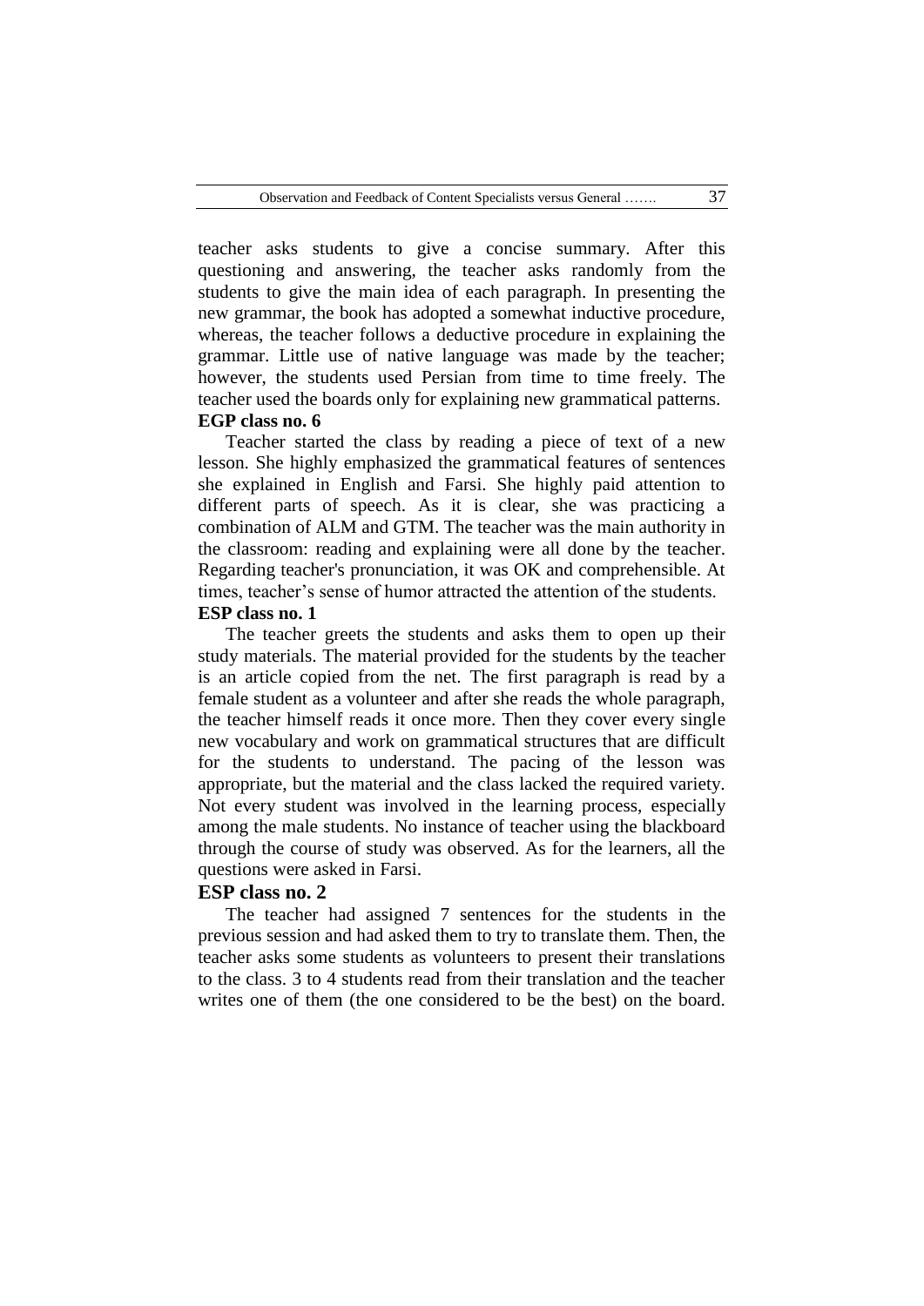teacher asks students to give a concise summary. After this questioning and answering, the teacher asks randomly from the students to give the main idea of each paragraph. In presenting the new grammar, the book has adopted a somewhat inductive procedure, whereas, the teacher follows a deductive procedure in explaining the grammar. Little use of native language was made by the teacher; however, the students used Persian from time to time freely. The teacher used the boards only for explaining new grammatical patterns.

**EGP class no. 6**

Teacher started the class by reading a piece of text of a new lesson. She highly emphasized the grammatical features of sentences she explained in English and Farsi. She highly paid attention to different parts of speech. As it is clear, she was practicing a combination of ALM and GTM. The teacher was the main authority in the classroom: reading and explaining were all done by the teacher. Regarding teacher's pronunciation, it was OK and comprehensible. At times, teacher's sense of humor attracted the attention of the students.

**ESP class no. 1**

The teacher greets the students and asks them to open up their study materials. The material provided for the students by the teacher is an article copied from the net. The first paragraph is read by a female student as a volunteer and after she reads the whole paragraph, the teacher himself reads it once more. Then they cover every single new vocabulary and work on grammatical structures that are difficult for the students to understand. The pacing of the lesson was appropriate, but the material and the class lacked the required variety. Not every student was involved in the learning process, especially among the male students. No instance of teacher using the blackboard through the course of study was observed. As for the learners, all the questions were asked in Farsi.

**ESP class no. 2**

The teacher had assigned 7 sentences for the students in the previous session and had asked them to try to translate them. Then, the teacher asks some students as volunteers to present their translations to the class. 3 to 4 students read from their translation and the teacher writes one of them (the one considered to be the best) on the board.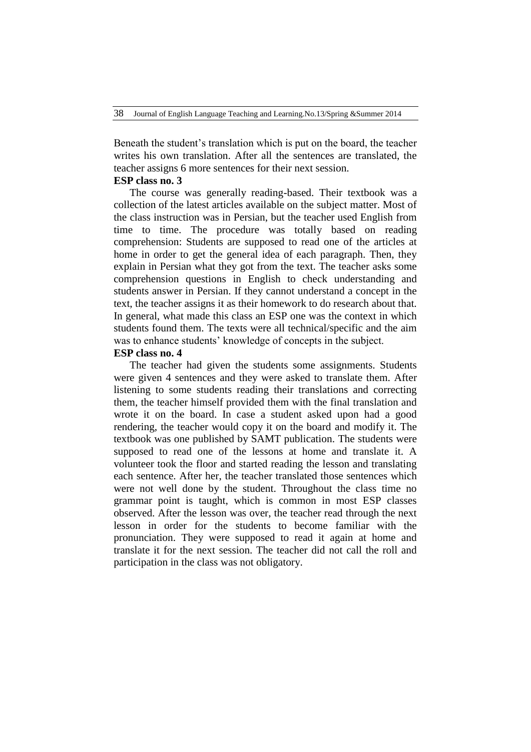Beneath the student's translation which is put on the board, the teacher writes his own translation. After all the sentences are translated, the teacher assigns 6 more sentences for their next session.

**ESP class no. 3**

The course was generally reading-based. Their textbook was a collection of the latest articles available on the subject matter. Most of the class instruction was in Persian, but the teacher used English from time to time. The procedure was totally based on reading comprehension: Students are supposed to read one of the articles at home in order to get the general idea of each paragraph. Then, they explain in Persian what they got from the text. The teacher asks some comprehension questions in English to check understanding and students answer in Persian. If they cannot understand a concept in the text, the teacher assigns it as their homework to do research about that. In general, what made this class an ESP one was the context in which students found them. The texts were all technical/specific and the aim was to enhance students' knowledge of concepts in the subject.

**ESP class no. 4**

The teacher had given the students some assignments. Students were given 4 sentences and they were asked to translate them. After listening to some students reading their translations and correcting them, the teacher himself provided them with the final translation and wrote it on the board. In case a student asked upon had a good rendering, the teacher would copy it on the board and modify it. The textbook was one published by SAMT publication. The students were supposed to read one of the lessons at home and translate it. A volunteer took the floor and started reading the lesson and translating each sentence. After her, the teacher translated those sentences which were not well done by the student. Throughout the class time no grammar point is taught, which is common in most ESP classes observed. After the lesson was over, the teacher read through the next lesson in order for the students to become familiar with the pronunciation. They were supposed to read it again at home and translate it for the next session. The teacher did not call the roll and participation in the class was not obligatory.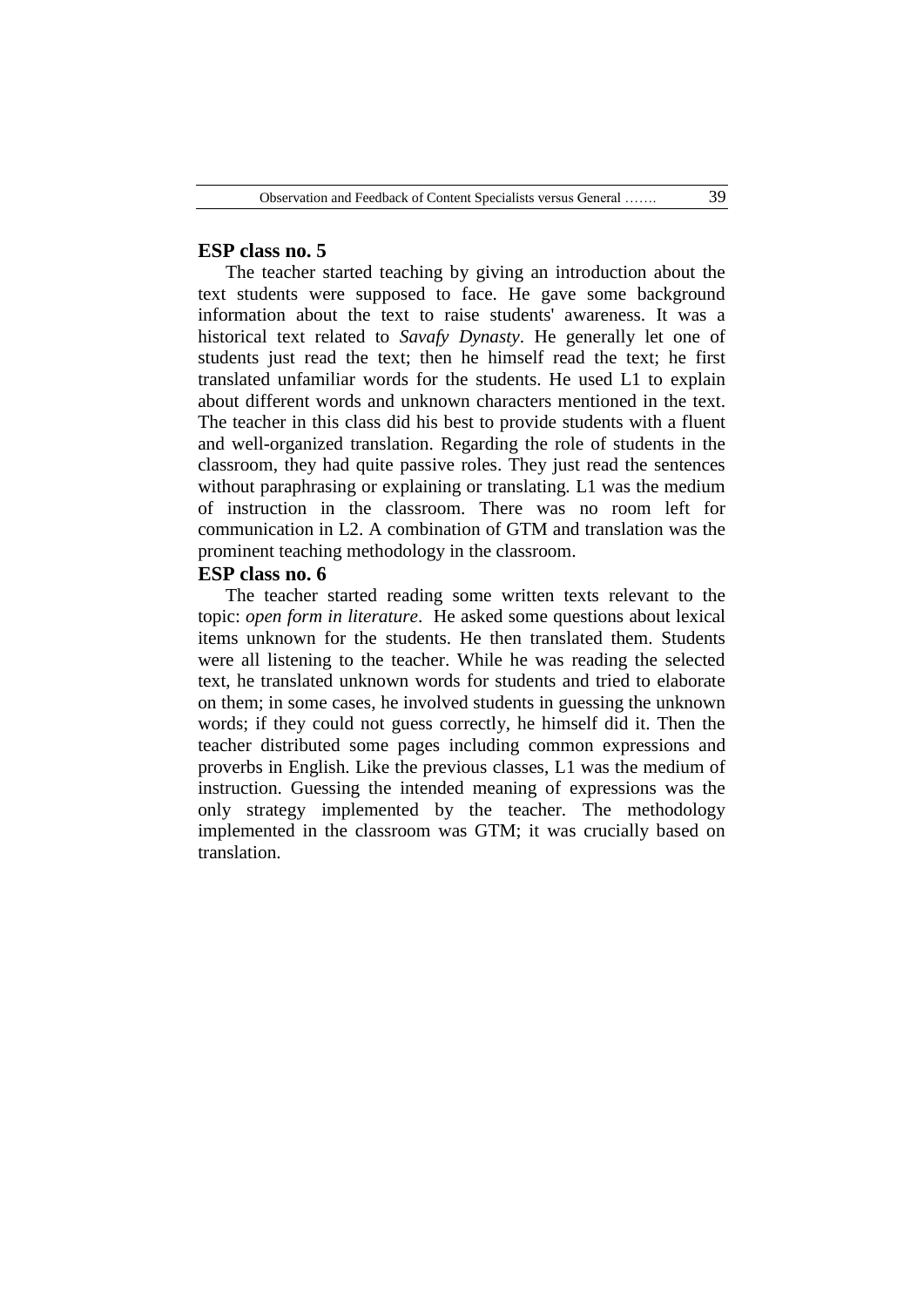### ESP class no. 5

The teacher started teaching by giving an introduction about the text students were supposed to face. He gave some background information about the text to raise students' awareness. It was a historical text related to *Savafy Dynasty*. He generally let one of students just read the text; then he himself read the text; he first translated unfamiliar words for the students. He used L1 to explain about different words and unknown characters mentioned in the text. The teacher in this class did his best to provide students with a fluent and well-organized translation. Regarding the role of students in the classroom, they had quite passive roles. They just read the sentences without paraphrasing or explaining or translating. L1 was the medium of instruction in the classroom. There was no room left for communication in L2. A combination of GTM and translation was the prominent teaching methodology in the classroom.

### ESP class no. 6

The teacher started reading some written texts relevant to the topic: *open form in literature*. He asked some questions about lexical items unknown for the students. He then translated them. Students were all listening to the teacher. While he was reading the selected text, he translated unknown words for students and tried to elaborate on them; in some cases, he involved students in guessing the unknown words; if they could not guess correctly, he himself did it. Then the teacher distributed some pages including common expressions and proverbs in English. Like the previous classes, L1 was the medium of instruction. Guessing the intended meaning of expressions was the only strategy implemented by the teacher. The methodology implemented in the classroom was GTM; it was crucially based on translation.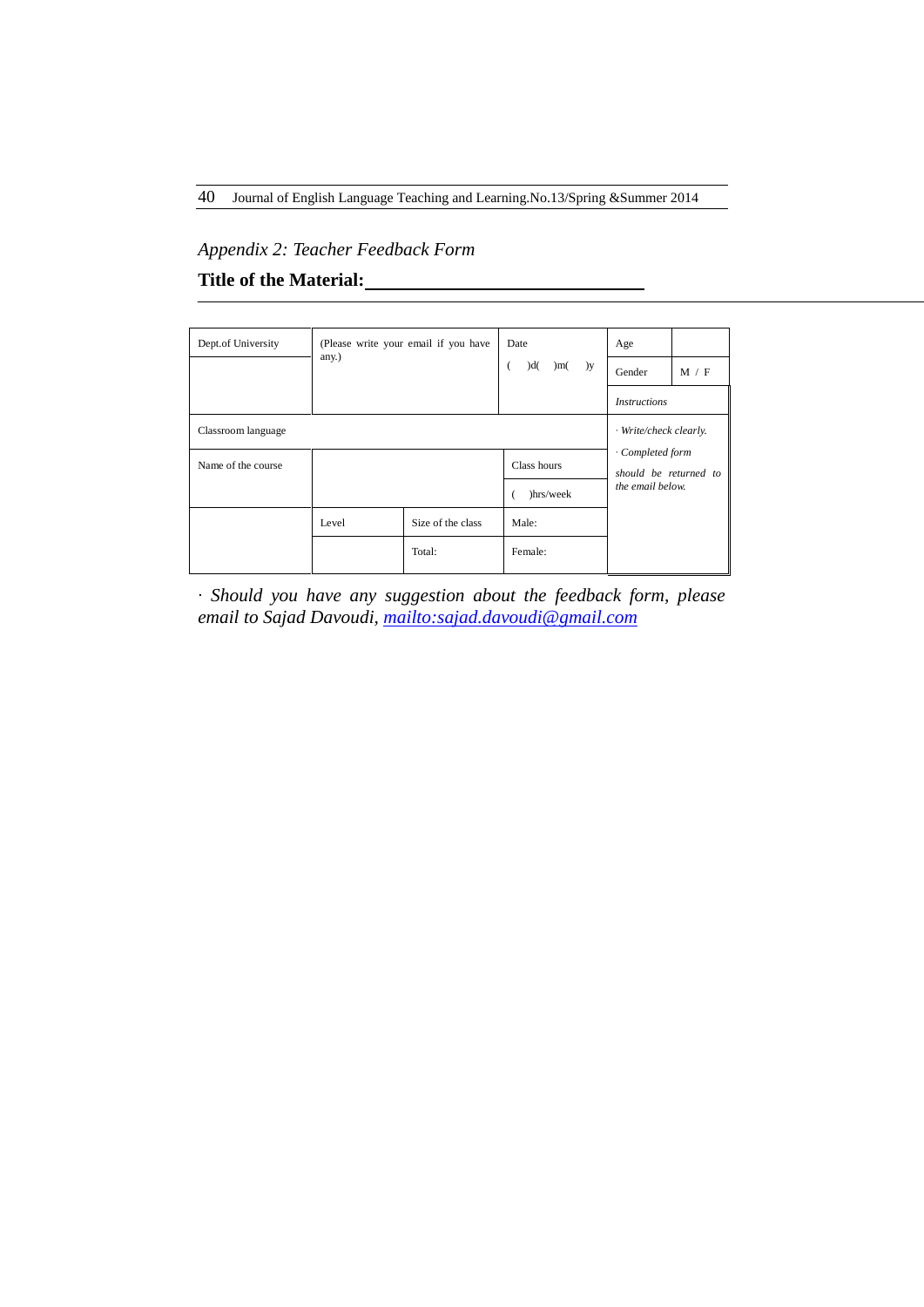*Appendix 2: Teacher Feedback Form*

**Title of the Material:** ____________________________

| Dept.of University | (Please write your email if you have any.) | | Date ( )d( )m( )y | Age | |
|---|---|---|---|---|---|
| | | | | Gender | M / F |
| | | | | *Instructions* | |
| Classroom language | | | | · *Write/check clearly.* · *Completed form should be returned to the email below.* | |
| Name of the course | | | Class hours | | |
| | | | ( )hrs/week | | |
| | Level | Size of the class | Male: | | |
| | | Total: | Female: | | |

· *Should you have any suggestion about the feedback form, please email to Sajad Davoudi, [mailto:sajad.davoudi@gmail.com](mailto:sajad.davoudi@gmail.com)*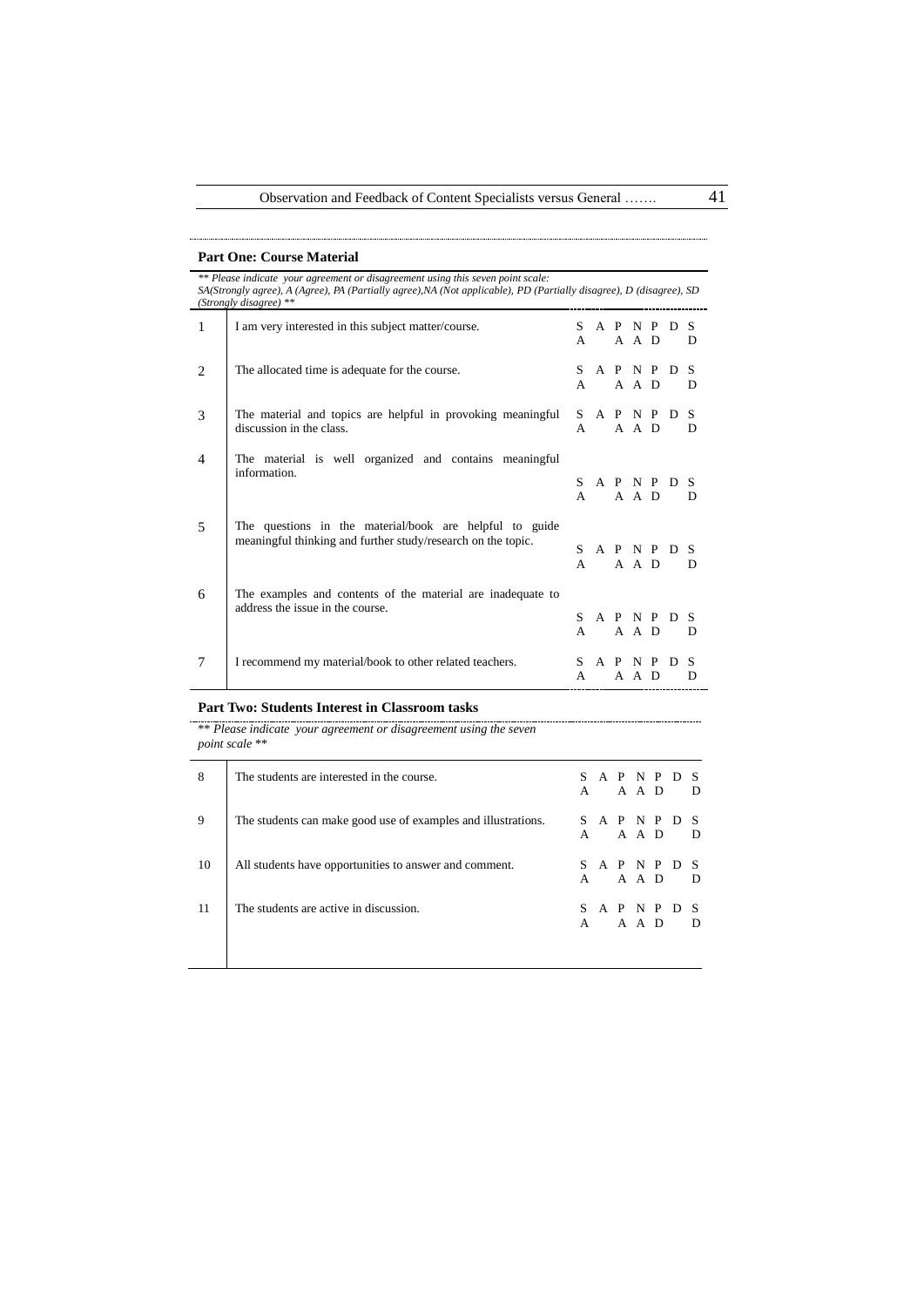**Part One: Course Material**

*\*\* Please indicate your agreement or disagreement using this seven point scale: SA(Strongly agree), A (Agree), PA (Partially agree),NA (Not applicable), PD (Partially disagree), D (disagree), SD (Strongly disagree) \*\**

| | | |
|---|---|---|
| 1 | I am very interested in this subject matter/course. | SA A PA NA PD D SD |
| 2 | The allocated time is adequate for the course. | SA A PA NA PD D SD |
| 3 | The material and topics are helpful in provoking meaningful discussion in the class. | SA A PA NA PD D SD |
| 4 | The material is well organized and contains meaningful information. | SA A PA NA PD D SD |
| 5 | The questions in the material/book are helpful to guide meaningful thinking and further study/research on the topic. | SA A PA NA PD D SD |
| 6 | The examples and contents of the material are inadequate to address the issue in the course. | SA A PA NA PD D SD |
| 7 | I recommend my material/book to other related teachers. | SA A PA NA PD D SD |

**Part Two: Students Interest in Classroom tasks**

*\*\* Please indicate your agreement or disagreement using the seven point scale \*\**

| | | |
|---|---|---|
| 8 | The students are interested in the course. | SA A PA NA PD D SD |
| 9 | The students can make good use of examples and illustrations. | SA A PA NA PD D SD |
| 10 | All students have opportunities to answer and comment. | SA A PA NA PD D SD |
| 11 | The students are active in discussion. | SA A PA NA PD D SD |